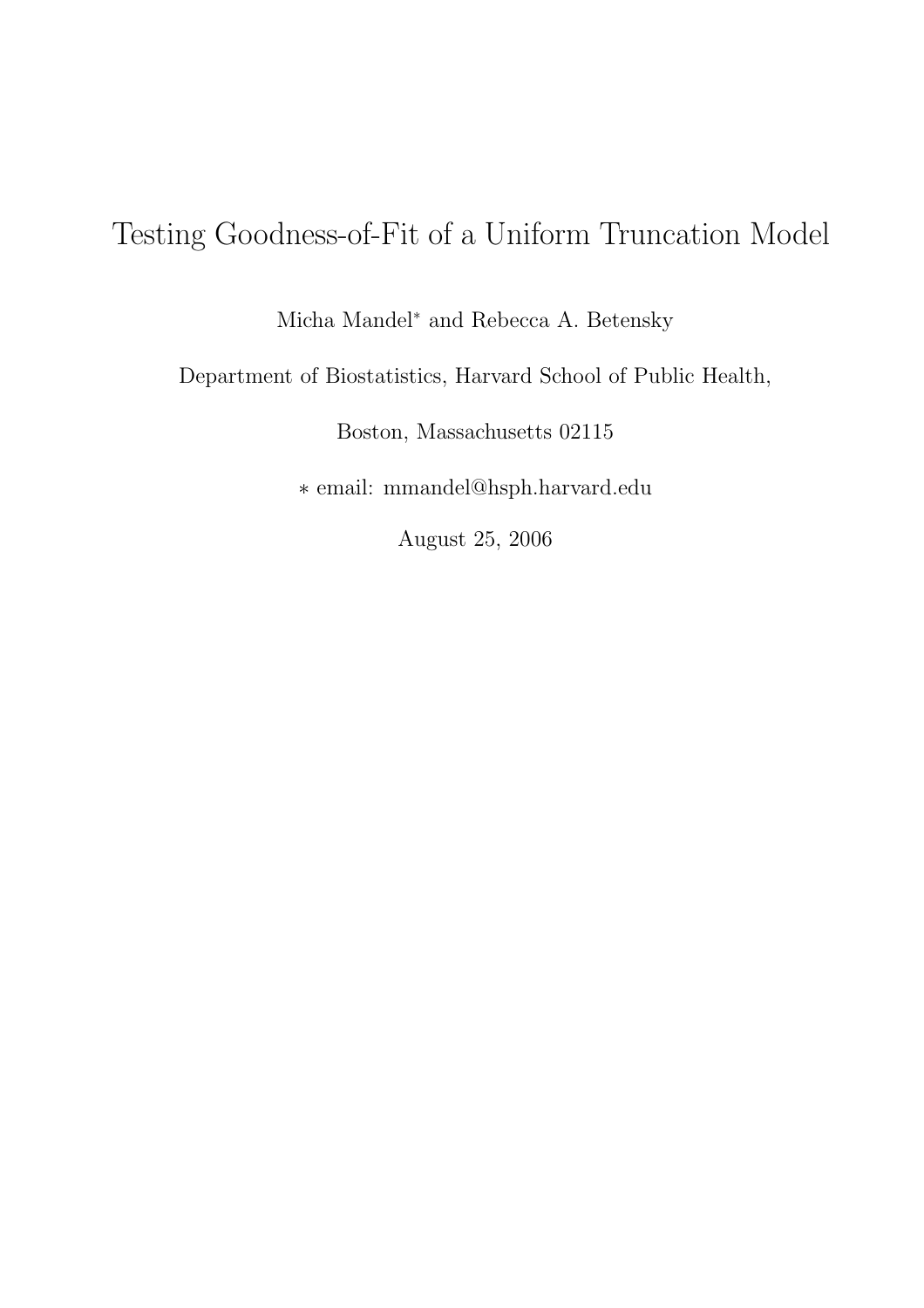# Testing Goodness-of-Fit of a Uniform Truncation Model

Micha Mandel* and Rebecca A. Betensky

Department of Biostatistics, Harvard School of Public Health,

Boston, Massachusetts 02115

* email: mmandel@hsph.harvard.edu

August 25, 2006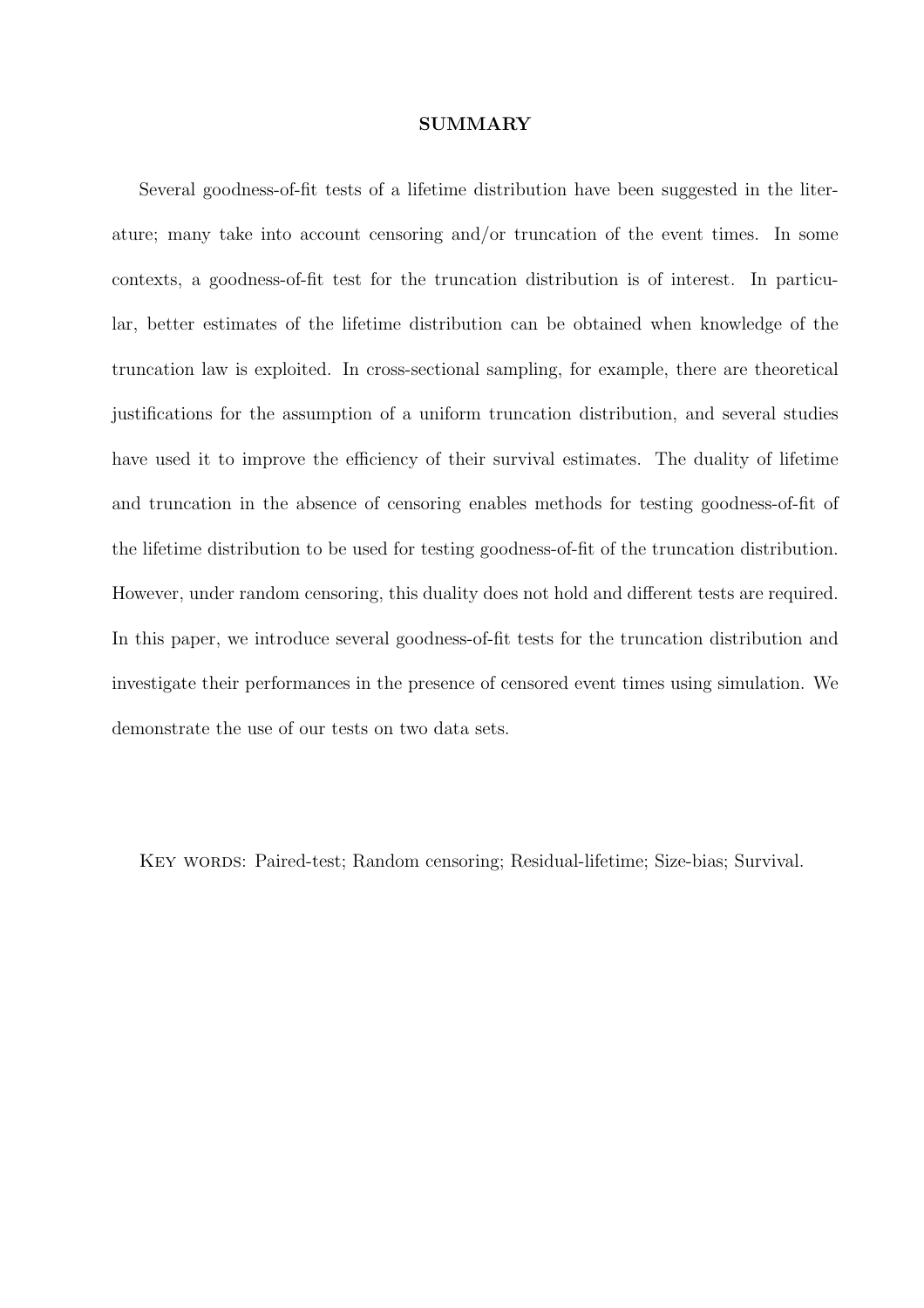## SUMMARY

Several goodness-of-fit tests of a lifetime distribution have been suggested in the literature; many take into account censoring and/or truncation of the event times. In some contexts, a goodness-of-fit test for the truncation distribution is of interest. In particular, better estimates of the lifetime distribution can be obtained when knowledge of the truncation law is exploited. In cross-sectional sampling, for example, there are theoretical justifications for the assumption of a uniform truncation distribution, and several studies have used it to improve the efficiency of their survival estimates. The duality of lifetime and truncation in the absence of censoring enables methods for testing goodness-of-fit of the lifetime distribution to be used for testing goodness-of-fit of the truncation distribution. However, under random censoring, this duality does not hold and different tests are required. In this paper, we introduce several goodness-of-fit tests for the truncation distribution and investigate their performances in the presence of censored event times using simulation. We demonstrate the use of our tests on two data sets.

Key words: Paired-test; Random censoring; Residual-lifetime; Size-bias; Survival.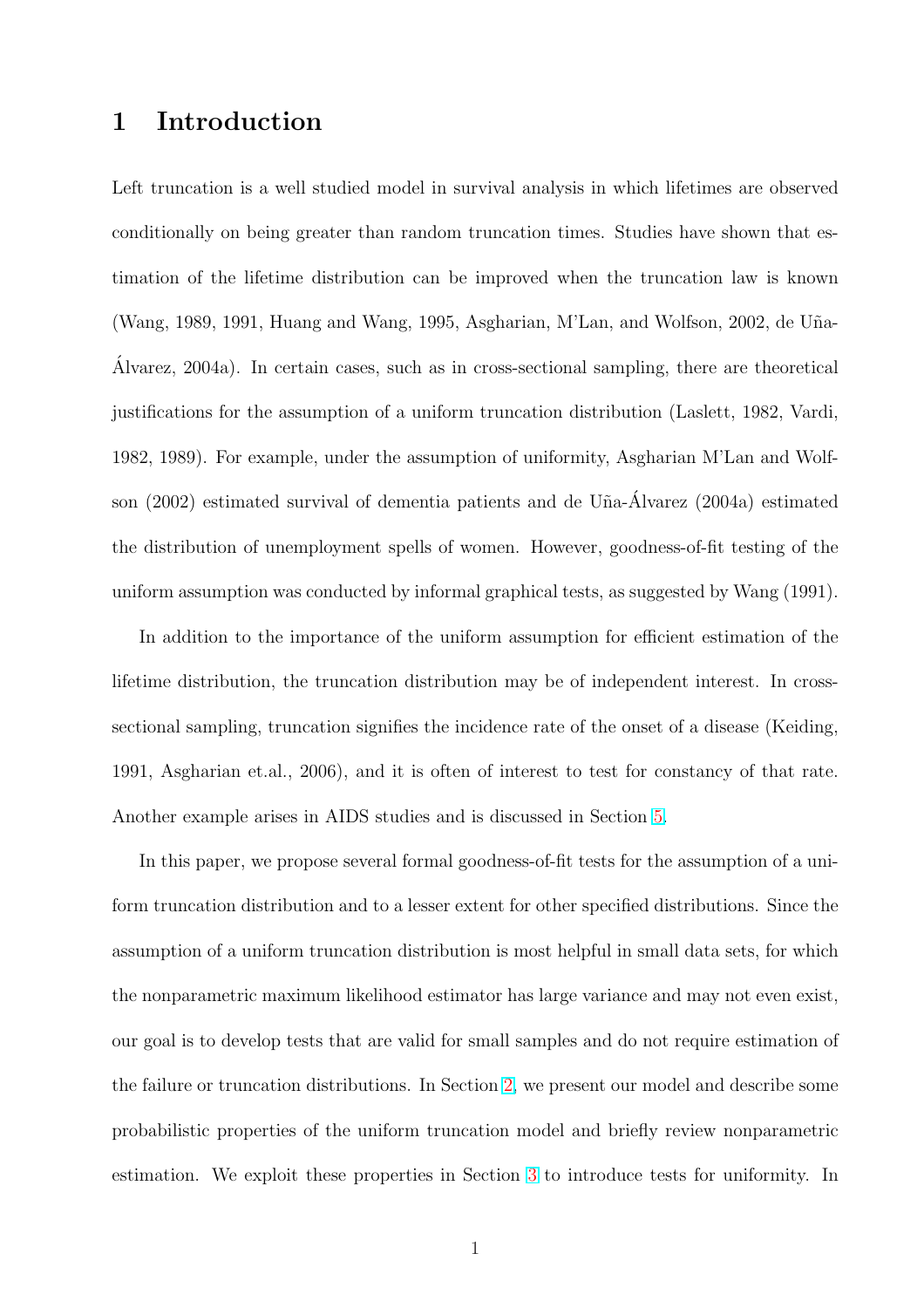# 1 Introduction

Left truncation is a well studied model in survival analysis in which lifetimes are observed conditionally on being greater than random truncation times. Studies have shown that estimation of the lifetime distribution can be improved when the truncation law is known (Wang, 1989, 1991, Huang and Wang, 1995, Asgharian, M'Lan, and Wolfson, 2002, de Uña-Álvarez, 2004a). In certain cases, such as in cross-sectional sampling, there are theoretical justifications for the assumption of a uniform truncation distribution (Laslett, 1982, Vardi, 1982, 1989). For example, under the assumption of uniformity, Asgharian M'Lan and Wolfson (2002) estimated survival of dementia patients and de Uña-Álvarez (2004a) estimated the distribution of unemployment spells of women. However, goodness-of-fit testing of the uniform assumption was conducted by informal graphical tests, as suggested by Wang (1991).

In addition to the importance of the uniform assumption for efficient estimation of the lifetime distribution, the truncation distribution may be of independent interest. In cross-sectional sampling, truncation signifies the incidence rate of the onset of a disease (Keiding, 1991, Asgharian et.al., 2006), and it is often of interest to test for constancy of that rate. Another example arises in AIDS studies and is discussed in Section 5.

In this paper, we propose several formal goodness-of-fit tests for the assumption of a uniform truncation distribution and to a lesser extent for other specified distributions. Since the assumption of a uniform truncation distribution is most helpful in small data sets, for which the nonparametric maximum likelihood estimator has large variance and may not even exist, our goal is to develop tests that are valid for small samples and do not require estimation of the failure or truncation distributions. In Section 2, we present our model and describe some probabilistic properties of the uniform truncation model and briefly review nonparametric estimation. We exploit these properties in Section 3 to introduce tests for uniformity. In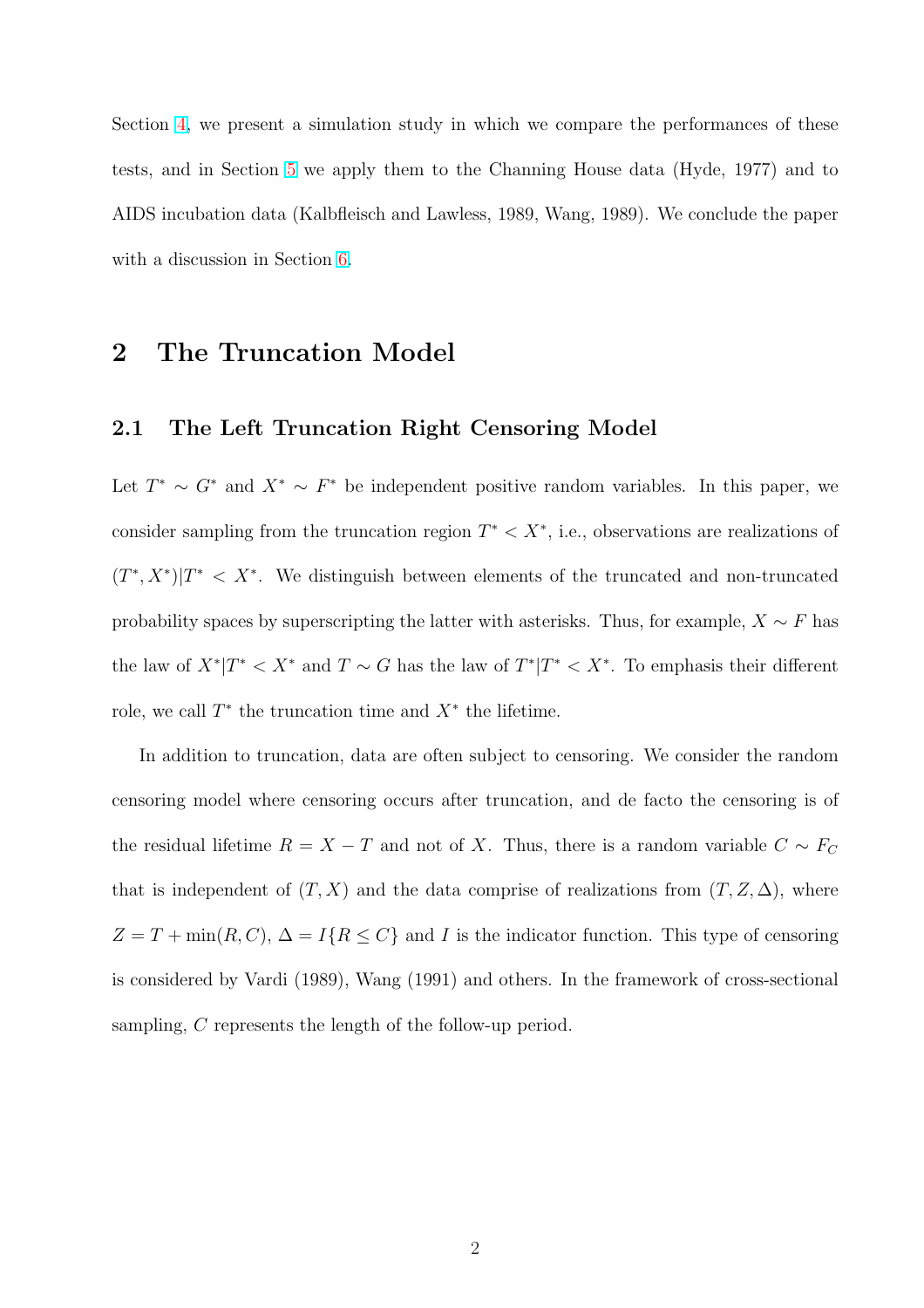Section 4, we present a simulation study in which we compare the performances of these tests, and in Section 5 we apply them to the Channing House data (Hyde, 1977) and to AIDS incubation data (Kalbfleisch and Lawless, 1989, Wang, 1989). We conclude the paper with a discussion in Section 6.

# 2 The Truncation Model

## 2.1 The Left Truncation Right Censoring Model

Let $T^* \sim G^*$ and $X^* \sim F^*$ be independent positive random variables. In this paper, we consider sampling from the truncation region $T^* < X^*$, i.e., observations are realizations of $(T^*, X^*)|T^* < X^*$. We distinguish between elements of the truncated and non-truncated probability spaces by superscripting the latter with asterisks. Thus, for example, $X \sim F$ has the law of $X^*|T^* < X^*$ and $T \sim G$ has the law of $T^*|T^* < X^*$. To emphasis their different role, we call $T^*$ the truncation time and $X^*$ the lifetime.

In addition to truncation, data are often subject to censoring. We consider the random censoring model where censoring occurs after truncation, and de facto the censoring is of the residual lifetime $R = X - T$ and not of $X$. Thus, there is a random variable $C \sim F_C$ that is independent of $(T, X)$ and the data comprise of realizations from $(T, Z, \Delta)$, where $Z = T + \min(R, C)$, $\Delta = I\{R \leq C\}$ and $I$ is the indicator function. This type of censoring is considered by Vardi (1989), Wang (1991) and others. In the framework of cross-sectional sampling, $C$ represents the length of the follow-up period.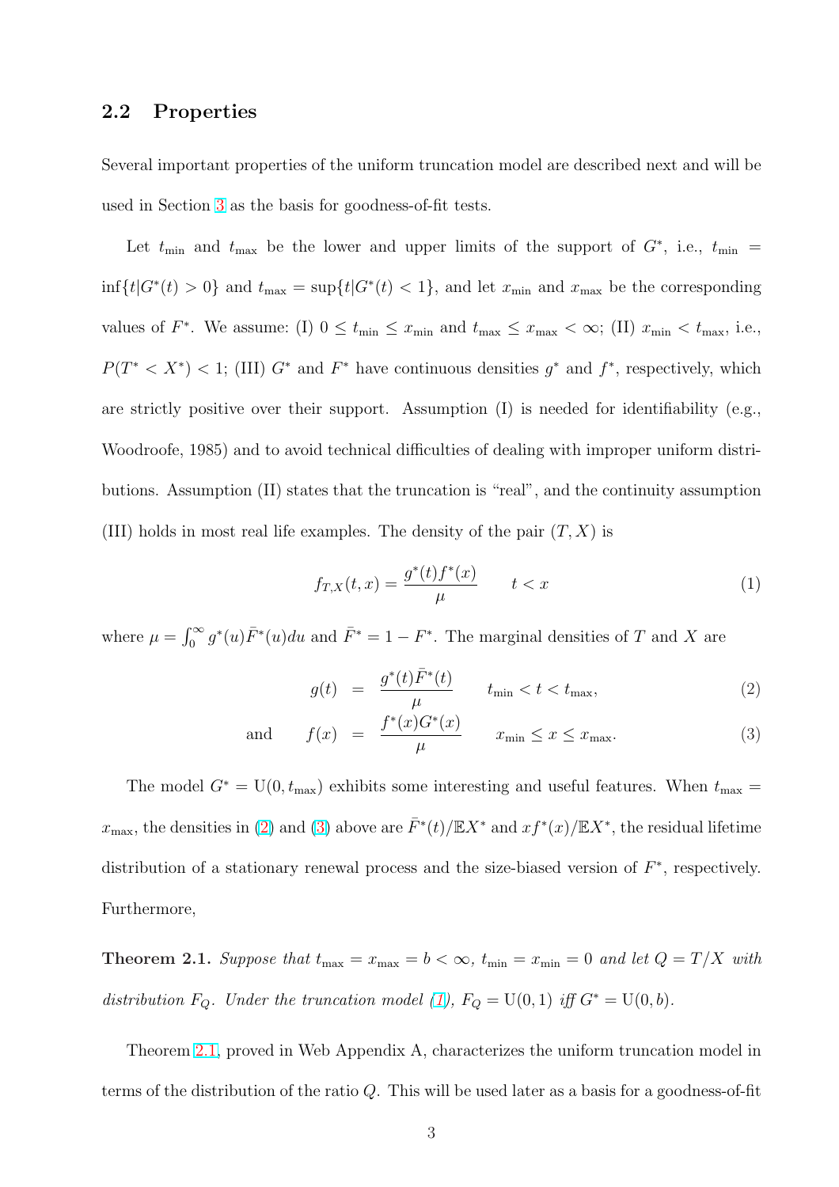## 2.2 Properties

Several important properties of the uniform truncation model are described next and will be used in Section 3 as the basis for goodness-of-fit tests.

Let $t_{\min}$ and $t_{\max}$ be the lower and upper limits of the support of $G^*$, i.e., $t_{\min} = \inf\{t|G^*(t) > 0\}$ and $t_{\max} = \sup\{t|G^*(t) < 1\}$, and let $x_{\min}$ and $x_{\max}$ be the corresponding values of $F^*$. We assume: (I) $0 \le t_{\min} \le x_{\min}$ and $t_{\max} \le x_{\max} < \infty$; (II) $x_{\min} < t_{\max}$, i.e., $P(T^* < X^*) < 1$; (III) $G^*$ and $F^*$ have continuous densities $g^*$ and $f^*$, respectively, which are strictly positive over their support. Assumption (I) is needed for identifiability (e.g., Woodroofe, 1985) and to avoid technical difficulties of dealing with improper uniform distributions. Assumption (II) states that the truncation is "real", and the continuity assumption (III) holds in most real life examples. The density of the pair $(T, X)$ is

$$f_{T,X}(t,x) = \frac{g^*(t)f^*(x)}{\mu} \qquad t < x \tag{1}$$

where $\mu = \int_0^\infty g^*(u)\bar{F}^*(u)du$ and $\bar{F}^* = 1 - F^*$. The marginal densities of $T$ and $X$ are

$$g(t) = \frac{g^*(t)\bar{F}^*(t)}{\mu} \qquad t_{\min} < t < t_{\max}, \tag{2}$$

$$\text{and} \qquad f(x) = \frac{f^*(x)G^*(x)}{\mu} \qquad x_{\min} \le x \le x_{\max}. \tag{3}$$

The model $G^* = \mathrm{U}(0, t_{\max})$ exhibits some interesting and useful features. When $t_{\max} = x_{\max}$, the densities in (2) and (3) above are $\bar{F}^*(t)/\mathbb{E}X^*$ and $xf^*(x)/\mathbb{E}X^*$, the residual lifetime distribution of a stationary renewal process and the size-biased version of $F^*$, respectively. Furthermore,

**Theorem 2.1.** *Suppose that $t_{\max} = x_{\max} = b < \infty$, $t_{\min} = x_{\min} = 0$ and let $Q = T/X$ with distribution $F_Q$. Under the truncation model (1), $F_Q = \mathrm{U}(0, 1)$ iff $G^* = \mathrm{U}(0, b)$.*

Theorem 2.1, proved in Web Appendix A, characterizes the uniform truncation model in terms of the distribution of the ratio $Q$. This will be used later as a basis for a goodness-of-fit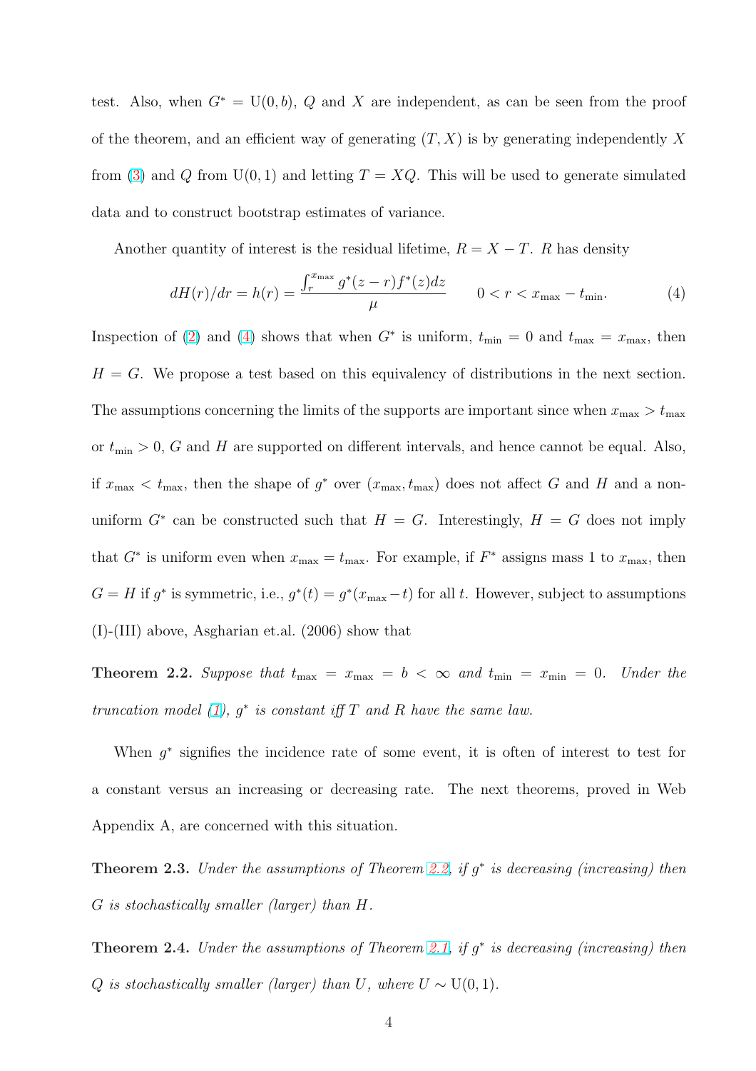test. Also, when $G^* = \mathrm{U}(0, b)$, $Q$ and $X$ are independent, as can be seen from the proof of the theorem, and an efficient way of generating $(T, X)$ is by generating independently $X$ from (3) and $Q$ from $\mathrm{U}(0, 1)$ and letting $T = XQ$. This will be used to generate simulated data and to construct bootstrap estimates of variance.

Another quantity of interest is the residual lifetime, $R = X - T$. $R$ has density

$$dH(r)/dr = h(r) = \frac{\int_r^{x_{\max}} g^*(z - r) f^*(z) dz}{\mu} \qquad 0 < r < x_{\max} - t_{\min}. \tag{4}$$

Inspection of (2) and (4) shows that when $G^*$ is uniform, $t_{\min} = 0$ and $t_{\max} = x_{\max}$, then $H = G$. We propose a test based on this equivalency of distributions in the next section. The assumptions concerning the limits of the supports are important since when $x_{\max} > t_{\max}$ or $t_{\min} > 0$, $G$ and $H$ are supported on different intervals, and hence cannot be equal. Also, if $x_{\max} < t_{\max}$, then the shape of $g^*$ over $(x_{\max}, t_{\max})$ does not affect $G$ and $H$ and a non-uniform $G^*$ can be constructed such that $H = G$. Interestingly, $H = G$ does not imply that $G^*$ is uniform even when $x_{\max} = t_{\max}$. For example, if $F^*$ assigns mass 1 to $x_{\max}$, then $G = H$ if $g^*$ is symmetric, i.e., $g^*(t) = g^*(x_{\max} - t)$ for all $t$. However, subject to assumptions (I)-(III) above, Asgharian et.al. (2006) show that

**Theorem 2.2.** *Suppose that $t_{\max} = x_{\max} = b < \infty$ and $t_{\min} = x_{\min} = 0$. Under the truncation model (1), $g^*$ is constant iff $T$ and $R$ have the same law.*

When $g^*$ signifies the incidence rate of some event, it is often of interest to test for a constant versus an increasing or decreasing rate. The next theorems, proved in Web Appendix A, are concerned with this situation.

**Theorem 2.3.** *Under the assumptions of Theorem 2.2, if $g^*$ is decreasing (increasing) then $G$ is stochastically smaller (larger) than $H$.*

**Theorem 2.4.** *Under the assumptions of Theorem 2.1, if $g^*$ is decreasing (increasing) then $Q$ is stochastically smaller (larger) than $U$, where $U \sim \mathrm{U}(0, 1)$.*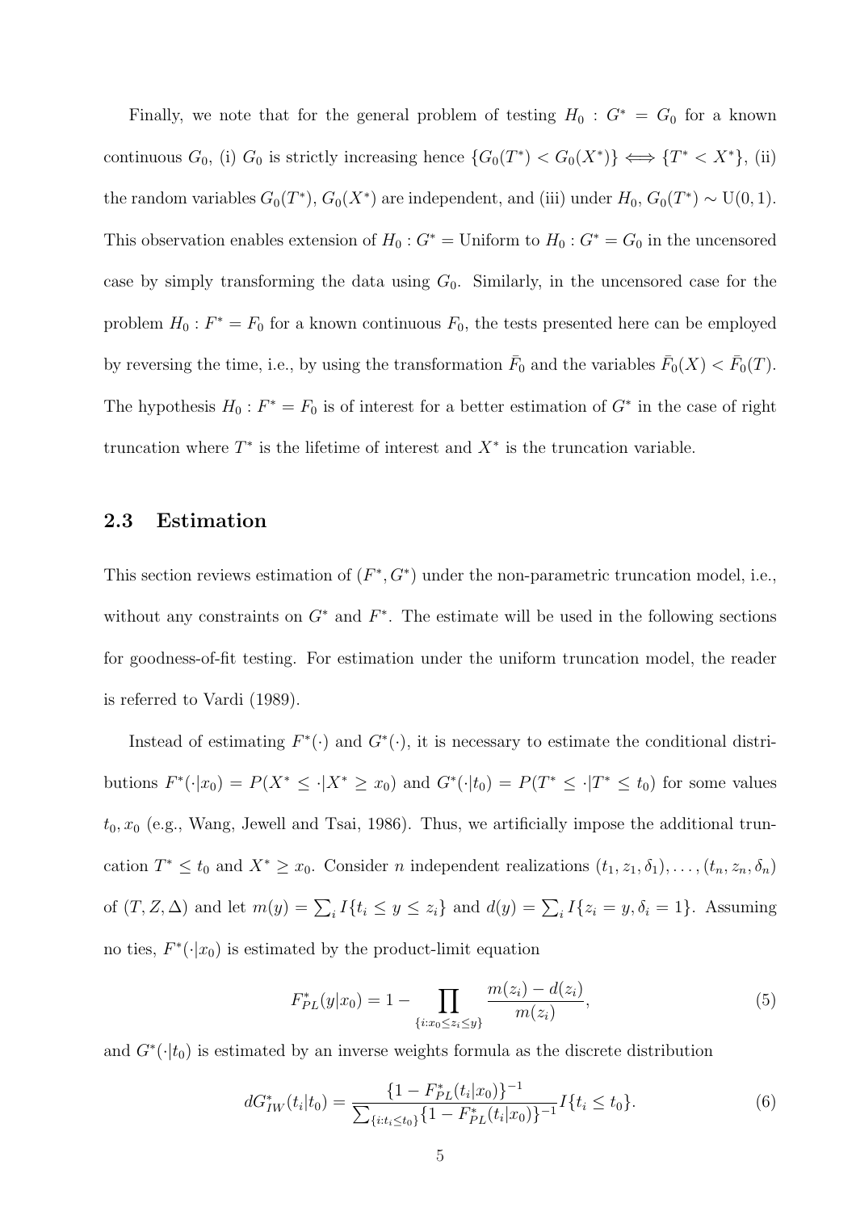Finally, we note that for the general problem of testing $H_0 : G^* = G_0$ for a known continuous $G_0$, (i) $G_0$ is strictly increasing hence $\{G_0(T^*) < G_0(X^*)\} \iff \{T^* < X^*\}$, (ii) the random variables $G_0(T^*)$, $G_0(X^*)$ are independent, and (iii) under $H_0$, $G_0(T^*) \sim \mathrm{U}(0, 1)$. This observation enables extension of $H_0 : G^* = \text{Uniform}$ to $H_0 : G^* = G_0$ in the uncensored case by simply transforming the data using $G_0$. Similarly, in the uncensored case for the problem $H_0 : F^* = F_0$ for a known continuous $F_0$, the tests presented here can be employed by reversing the time, i.e., by using the transformation $\bar{F}_0$ and the variables $\bar{F}_0(X) < \bar{F}_0(T)$. The hypothesis $H_0 : F^* = F_0$ is of interest for a better estimation of $G^*$ in the case of right truncation where $T^*$ is the lifetime of interest and $X^*$ is the truncation variable.

## 2.3 Estimation

This section reviews estimation of $(F^*, G^*)$ under the non-parametric truncation model, i.e., without any constraints on $G^*$ and $F^*$. The estimate will be used in the following sections for goodness-of-fit testing. For estimation under the uniform truncation model, the reader is referred to Vardi (1989).

Instead of estimating $F^*(\cdot)$ and $G^*(\cdot)$, it is necessary to estimate the conditional distributions $F^*(\cdot|x_0) = P(X^* \leq \cdot | X^* \geq x_0)$ and $G^*(\cdot|t_0) = P(T^* \leq \cdot | T^* \leq t_0)$ for some values $t_0, x_0$ (e.g., Wang, Jewell and Tsai, 1986). Thus, we artificially impose the additional truncation $T^* \leq t_0$ and $X^* \geq x_0$. Consider $n$ independent realizations $(t_1, z_1, \delta_1), \ldots, (t_n, z_n, \delta_n)$ of $(T, Z, \Delta)$ and let $m(y) = \sum_i I\{t_i \leq y \leq z_i\}$ and $d(y) = \sum_i I\{z_i = y, \delta_i = 1\}$. Assuming no ties, $F^*(\cdot|x_0)$ is estimated by the product-limit equation

$$F^*_{PL}(y|x_0) = 1 - \prod_{\{i: x_0 \leq z_i \leq y\}} \frac{m(z_i) - d(z_i)}{m(z_i)}, \tag{5}$$

and $G^*(\cdot|t_0)$ is estimated by an inverse weights formula as the discrete distribution

$$dG^*_{IW}(t_i|t_0) = \frac{\{1 - F^*_{PL}(t_i|x_0)\}^{-1}}{\sum_{\{i: t_i \leq t_0\}} \{1 - F^*_{PL}(t_i|x_0)\}^{-1}} I\{t_i \leq t_0\}. \tag{6}$$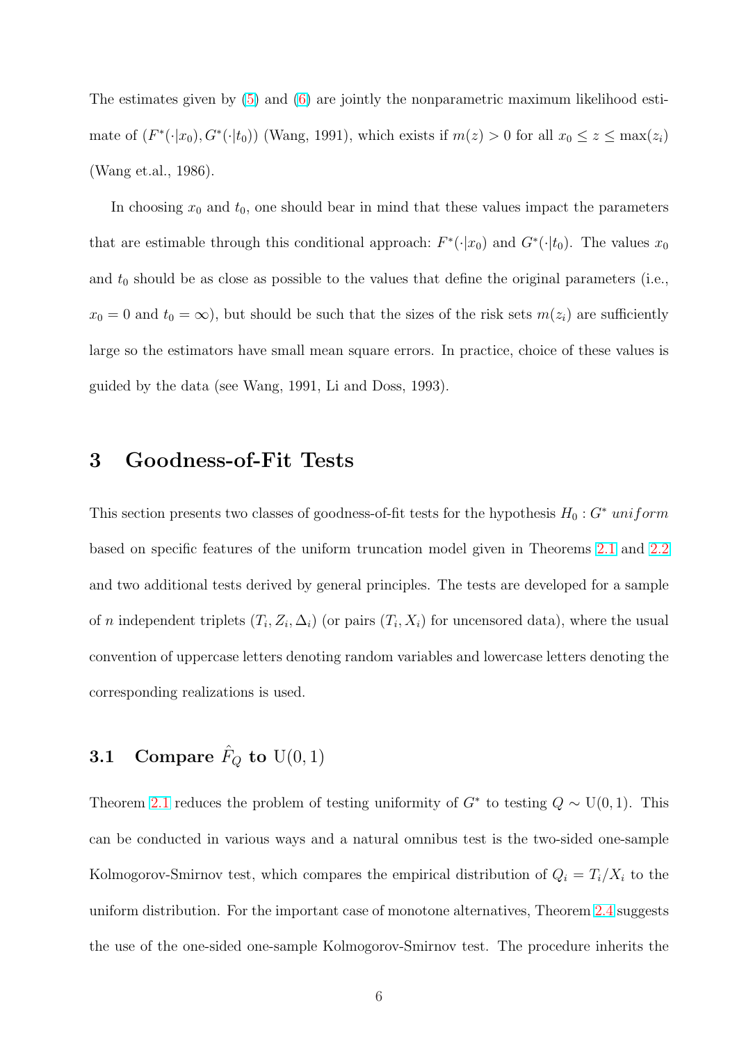The estimates given by (5) and (6) are jointly the nonparametric maximum likelihood estimate of $(F^*(\cdot|x_0), G^*(\cdot|t_0))$ (Wang, 1991), which exists if $m(z) > 0$ for all $x_0 \leq z \leq \max(z_i)$ (Wang et.al., 1986).

In choosing $x_0$ and $t_0$, one should bear in mind that these values impact the parameters that are estimable through this conditional approach: $F^*(\cdot|x_0)$ and $G^*(\cdot|t_0)$. The values $x_0$ and $t_0$ should be as close as possible to the values that define the original parameters (i.e., $x_0 = 0$ and $t_0 = \infty$), but should be such that the sizes of the risk sets $m(z_i)$ are sufficiently large so the estimators have small mean square errors. In practice, choice of these values is guided by the data (see Wang, 1991, Li and Doss, 1993).

# 3 Goodness-of-Fit Tests

This section presents two classes of goodness-of-fit tests for the hypothesis $H_0 : G^* \ uniform$ based on specific features of the uniform truncation model given in Theorems 2.1 and 2.2 and two additional tests derived by general principles. The tests are developed for a sample of $n$ independent triplets $(T_i, Z_i, \Delta_i)$ (or pairs $(T_i, X_i)$ for uncensored data), where the usual convention of uppercase letters denoting random variables and lowercase letters denoting the corresponding realizations is used.

## 3.1 Compare $\hat{F}_Q$ to $\mathrm{U}(0, 1)$

Theorem 2.1 reduces the problem of testing uniformity of $G^*$ to testing $Q \sim \mathrm{U}(0, 1)$. This can be conducted in various ways and a natural omnibus test is the two-sided one-sample Kolmogorov-Smirnov test, which compares the empirical distribution of $Q_i = T_i/X_i$ to the uniform distribution. For the important case of monotone alternatives, Theorem 2.4 suggests the use of the one-sided one-sample Kolmogorov-Smirnov test. The procedure inherits the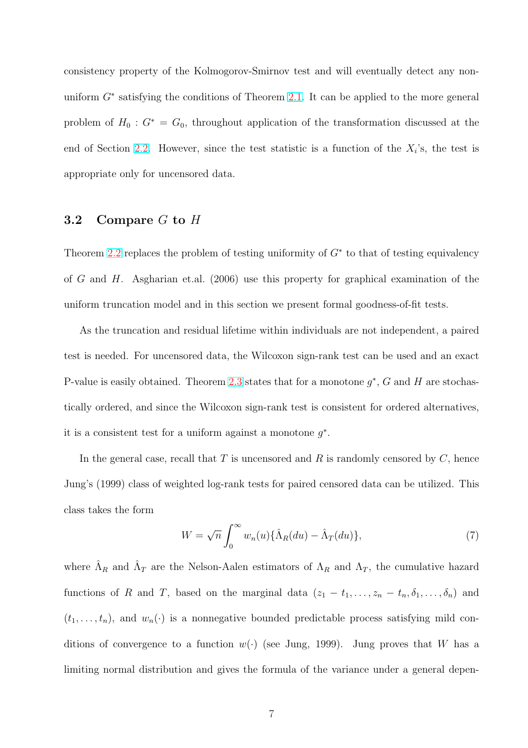consistency property of the Kolmogorov-Smirnov test and will eventually detect any non-uniform $G^*$ satisfying the conditions of Theorem 2.1. It can be applied to the more general problem of $H_0 : G^* = G_0$, throughout application of the transformation discussed at the end of Section 2.2. However, since the test statistic is a function of the $X_i$'s, the test is appropriate only for uncensored data.

### 3.2 Compare $G$ to $H$

Theorem 2.2 replaces the problem of testing uniformity of $G^*$ to that of testing equivalency of $G$ and $H$. Asgharian et.al. (2006) use this property for graphical examination of the uniform truncation model and in this section we present formal goodness-of-fit tests.

As the truncation and residual lifetime within individuals are not independent, a paired test is needed. For uncensored data, the Wilcoxon sign-rank test can be used and an exact P-value is easily obtained. Theorem 2.3 states that for a monotone $g^*$, $G$ and $H$ are stochastically ordered, and since the Wilcoxon sign-rank test is consistent for ordered alternatives, it is a consistent test for a uniform against a monotone $g^*$.

In the general case, recall that $T$ is uncensored and $R$ is randomly censored by $C$, hence Jung's (1999) class of weighted log-rank tests for paired censored data can be utilized. This class takes the form

$$W = \sqrt{n} \int_0^\infty w_n(u) \{ \hat{\Lambda}_R(du) - \hat{\Lambda}_T(du) \}, \tag{7}$$

where $\hat{\Lambda}_R$ and $\hat{\Lambda}_T$ are the Nelson-Aalen estimators of $\Lambda_R$ and $\Lambda_T$, the cumulative hazard functions of $R$ and $T$, based on the marginal data $(z_1 - t_1, \ldots, z_n - t_n, \delta_1, \ldots, \delta_n)$ and $(t_1, \ldots, t_n)$, and $w_n(\cdot)$ is a nonnegative bounded predictable process satisfying mild conditions of convergence to a function $w(\cdot)$ (see Jung, 1999). Jung proves that $W$ has a limiting normal distribution and gives the formula of the variance under a general depen-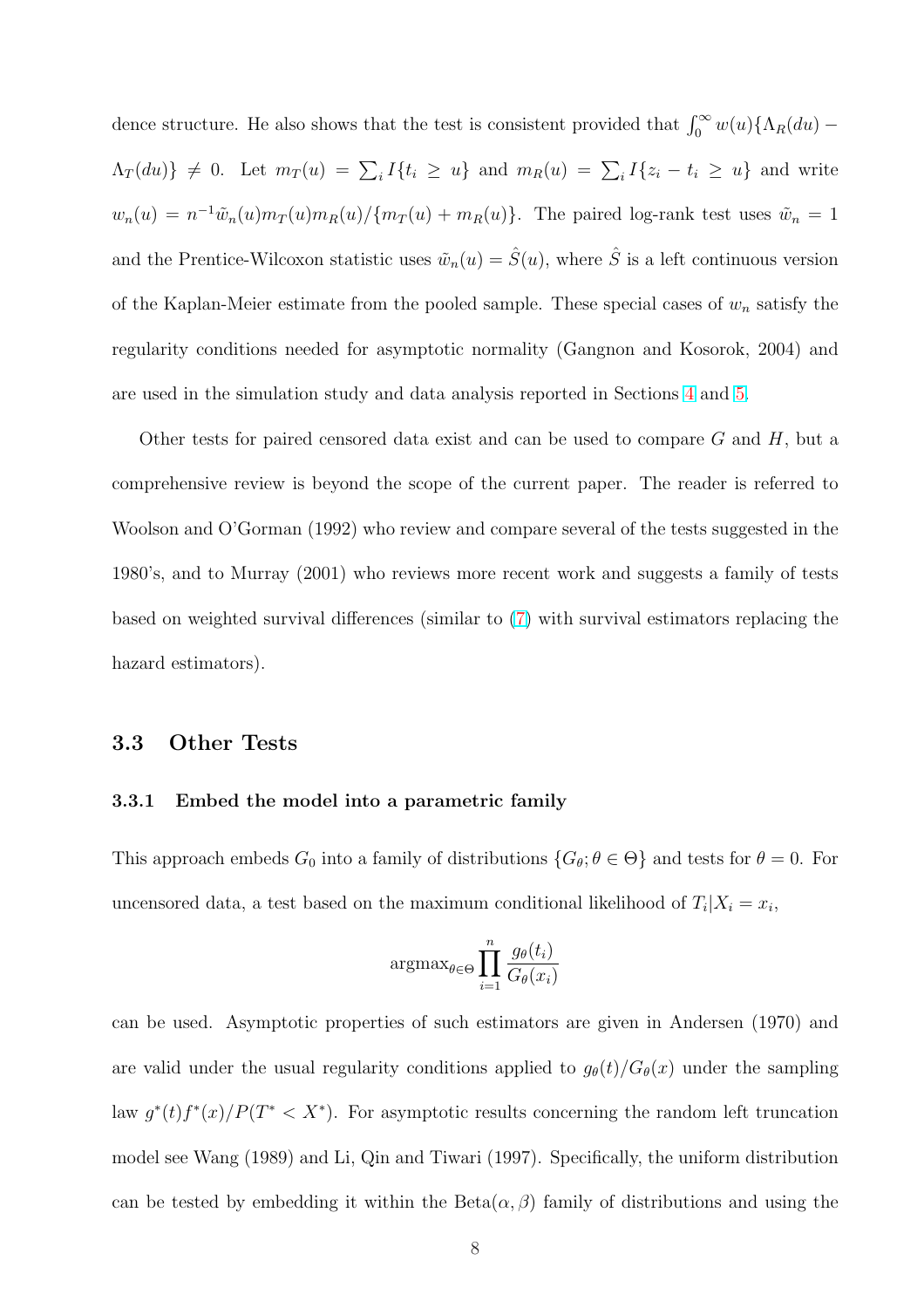dence structure. He also shows that the test is consistent provided that $\int_0^\infty w(u)\{\Lambda_R(du) - \Lambda_T(du)\} \neq 0$. Let $m_T(u) = \sum_i I\{t_i \geq u\}$ and $m_R(u) = \sum_i I\{z_i - t_i \geq u\}$ and write $w_n(u) = n^{-1}\tilde{w}_n(u)m_T(u)m_R(u)/\{m_T(u) + m_R(u)\}$. The paired log-rank test uses $\tilde{w}_n = 1$ and the Prentice-Wilcoxon statistic uses $\tilde{w}_n(u) = \hat{S}(u)$, where $\hat{S}$ is a left continuous version of the Kaplan-Meier estimate from the pooled sample. These special cases of $w_n$ satisfy the regularity conditions needed for asymptotic normality (Gangnon and Kosorok, 2004) and are used in the simulation study and data analysis reported in Sections 4 and 5.

Other tests for paired censored data exist and can be used to compare $G$ and $H$, but a comprehensive review is beyond the scope of the current paper. The reader is referred to Woolson and O'Gorman (1992) who review and compare several of the tests suggested in the 1980's, and to Murray (2001) who reviews more recent work and suggests a family of tests based on weighted survival differences (similar to (7) with survival estimators replacing the hazard estimators).

## 3.3 Other Tests

### 3.3.1 Embed the model into a parametric family

This approach embeds $G_0$ into a family of distributions $\{G_\theta; \theta \in \Theta\}$ and tests for $\theta = 0$. For uncensored data, a test based on the maximum conditional likelihood of $T_i|X_i = x_i$,

$$\text{argmax}_{\theta\in\Theta} \prod_{i=1}^{n} \frac{g_\theta(t_i)}{G_\theta(x_i)}$$

can be used. Asymptotic properties of such estimators are given in Andersen (1970) and are valid under the usual regularity conditions applied to $g_\theta(t)/G_\theta(x)$ under the sampling law $g^*(t)f^*(x)/P(T^* < X^*)$. For asymptotic results concerning the random left truncation model see Wang (1989) and Li, Qin and Tiwari (1997). Specifically, the uniform distribution can be tested by embedding it within the Beta$(\alpha, \beta)$ family of distributions and using the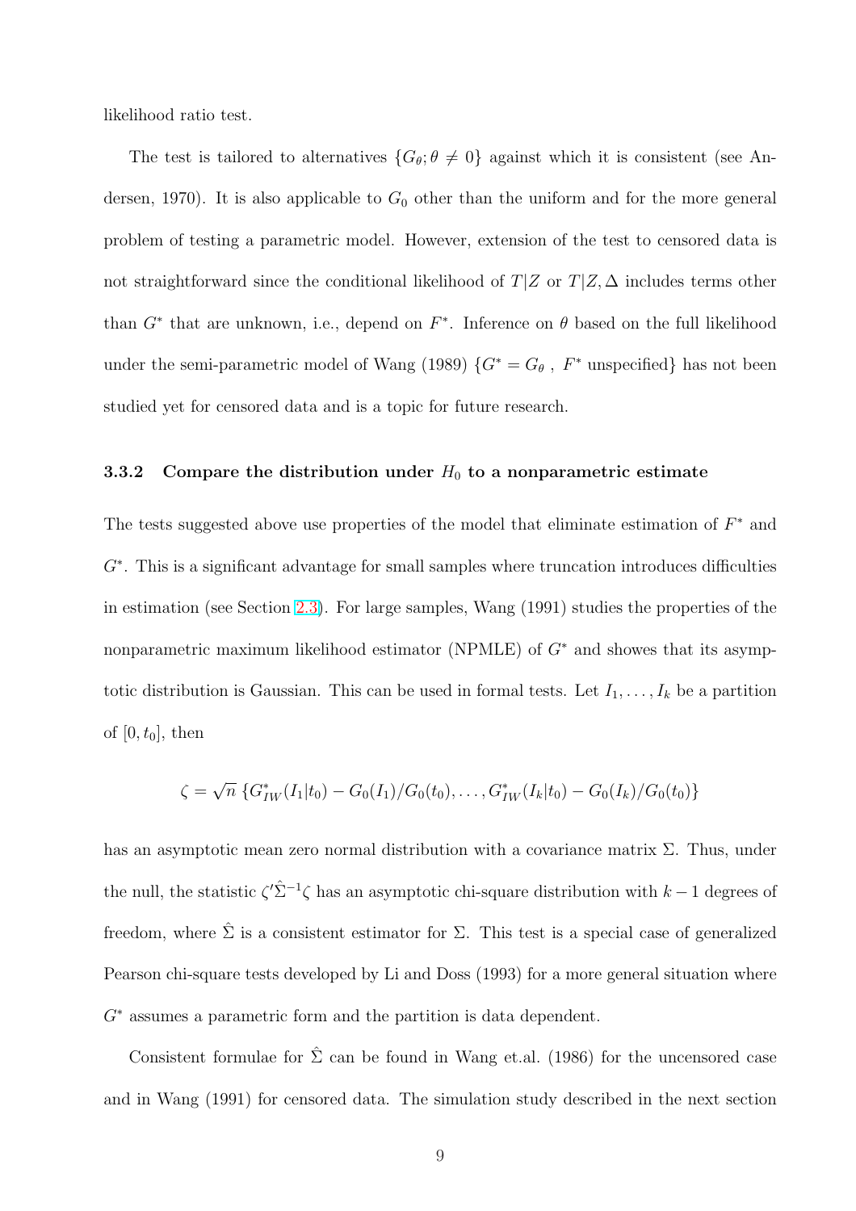likelihood ratio test.

The test is tailored to alternatives $\{G_\theta; \theta \neq 0\}$ against which it is consistent (see Andersen, 1970). It is also applicable to $G_0$ other than the uniform and for the more general problem of testing a parametric model. However, extension of the test to censored data is not straightforward since the conditional likelihood of $T|Z$ or $T|Z, \Delta$ includes terms other than $G^*$ that are unknown, i.e., depend on $F^*$. Inference on $\theta$ based on the full likelihood under the semi-parametric model of Wang (1989) $\{G^* = G_\theta\ ,\ F^* \text{ unspecified}\}$ has not been studied yet for censored data and is a topic for future research.

### 3.3.2 Compare the distribution under $H_0$ to a nonparametric estimate

The tests suggested above use properties of the model that eliminate estimation of $F^*$ and $G^*$. This is a significant advantage for small samples where truncation introduces difficulties in estimation (see Section 2.3). For large samples, Wang (1991) studies the properties of the nonparametric maximum likelihood estimator (NPMLE) of $G^*$ and showes that its asymptotic distribution is Gaussian. This can be used in formal tests. Let $I_1, \ldots, I_k$ be a partition of $[0, t_0]$, then

$$\zeta = \sqrt{n}\ \{G^*_{IW}(I_1|t_0) - G_0(I_1)/G_0(t_0), \ldots, G^*_{IW}(I_k|t_0) - G_0(I_k)/G_0(t_0)\}$$

has an asymptotic mean zero normal distribution with a covariance matrix $\Sigma$. Thus, under the null, the statistic $\zeta'\hat{\Sigma}^{-1}\zeta$ has an asymptotic chi-square distribution with $k-1$ degrees of freedom, where $\hat{\Sigma}$ is a consistent estimator for $\Sigma$. This test is a special case of generalized Pearson chi-square tests developed by Li and Doss (1993) for a more general situation where $G^*$ assumes a parametric form and the partition is data dependent.

Consistent formulae for $\hat{\Sigma}$ can be found in Wang et.al. (1986) for the uncensored case and in Wang (1991) for censored data. The simulation study described in the next section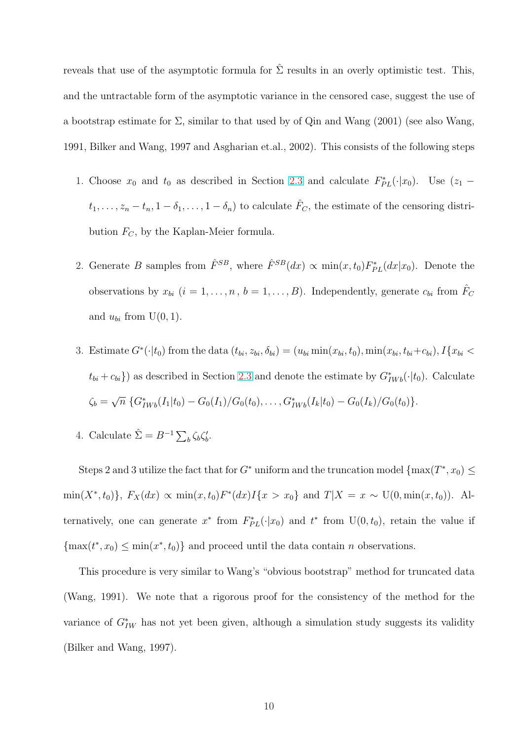reveals that use of the asymptotic formula for $\hat{\Sigma}$ results in an overly optimistic test. This, and the untractable form of the asymptotic variance in the censored case, suggest the use of a bootstrap estimate for $\Sigma$, similar to that used by of Qin and Wang (2001) (see also Wang, 1991, Bilker and Wang, 1997 and Asgharian et.al., 2002). This consists of the following steps

1. Choose $x_0$ and $t_0$ as described in Section 2.3 and calculate $F^*_{PL}(\cdot|x_0)$. Use $(z_1 - t_1, \ldots, z_n - t_n, 1-\delta_1, \ldots, 1-\delta_n)$ to calculate $\hat{F}_C$, the estimate of the censoring distribution $F_C$, by the Kaplan-Meier formula.

2. Generate $B$ samples from $\hat{F}^{SB}$, where $\hat{F}^{SB}(dx) \propto \min(x, t_0) F^*_{PL}(dx|x_0)$. Denote the observations by $x_{bi}$ $(i = 1, \ldots, n\,,\, b = 1, \ldots, B)$. Independently, generate $c_{bi}$ from $\hat{F}_C$ and $u_{bi}$ from $\mathrm{U}(0,1)$.

3. Estimate $G^*(\cdot|t_0)$ from the data $(t_{bi}, z_{bi}, \delta_{bi}) = (u_{bi}\min(x_{bi}, t_0), \min(x_{bi}, t_{bi}+c_{bi}), I\{x_{bi} < t_{bi}+c_{bi}\})$ as described in Section 2.3 and denote the estimate by $G^*_{IWb}(\cdot|t_0)$. Calculate $\zeta_b = \sqrt{n}\,\{G^*_{IWb}(I_1|t_0) - G_0(I_1)/G_0(t_0), \ldots, G^*_{IWb}(I_k|t_0) - G_0(I_k)/G_0(t_0)\}$.

4. Calculate $\hat{\Sigma} = B^{-1}\sum_b \zeta_b \zeta_b'$.

Steps 2 and 3 utilize the fact that for $G^*$ uniform and the truncation model $\{\max(T^*, x_0) \leq \min(X^*, t_0)\}$, $F_X(dx) \propto \min(x, t_0) F^*(dx) I\{x > x_0\}$ and $T|X = x \sim \mathrm{U}(0, \min(x, t_0))$. Alternatively, one can generate $x^*$ from $F^*_{PL}(\cdot|x_0)$ and $t^*$ from $\mathrm{U}(0, t_0)$, retain the value if $\{\max(t^*, x_0) \leq \min(x^*, t_0)\}$ and proceed until the data contain $n$ observations.

This procedure is very similar to Wang's "obvious bootstrap" method for truncated data (Wang, 1991). We note that a rigorous proof for the consistency of the method for the variance of $G^*_{IW}$ has not yet been given, although a simulation study suggests its validity (Bilker and Wang, 1997).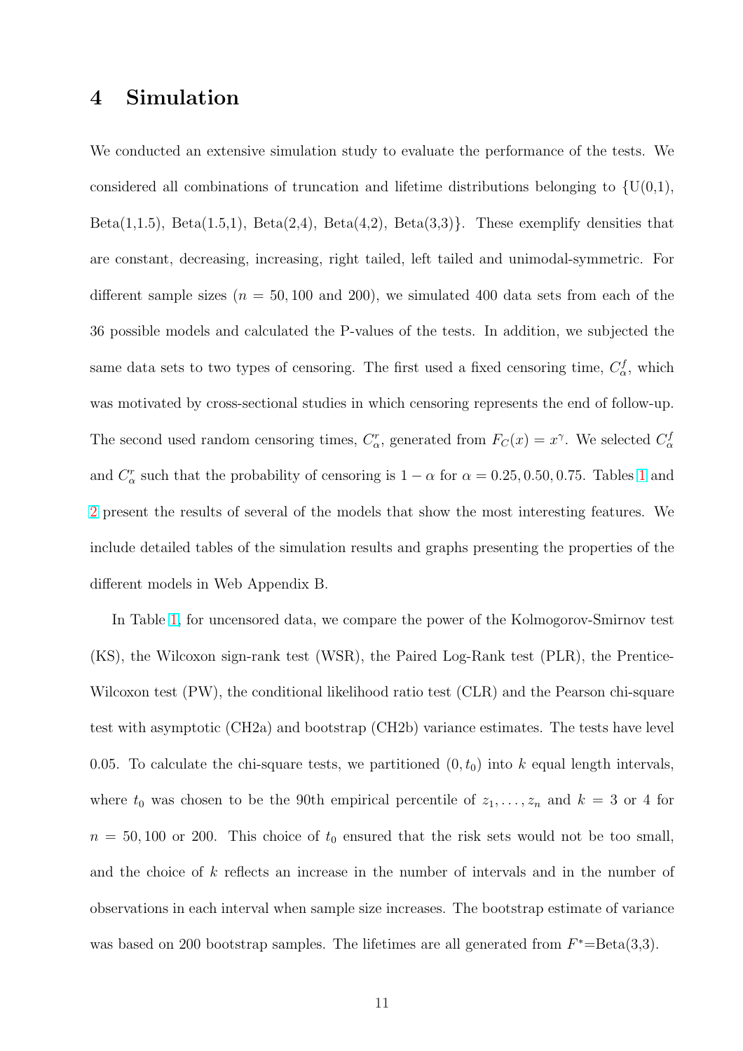# 4 Simulation

We conducted an extensive simulation study to evaluate the performance of the tests. We considered all combinations of truncation and lifetime distributions belonging to {U(0,1), Beta(1,1.5), Beta(1.5,1), Beta(2,4), Beta(4,2), Beta(3,3)}. These exemplify densities that are constant, decreasing, increasing, right tailed, left tailed and unimodal-symmetric. For different sample sizes ($n = 50, 100$ and $200$), we simulated 400 data sets from each of the 36 possible models and calculated the P-values of the tests. In addition, we subjected the same data sets to two types of censoring. The first used a fixed censoring time, $C^f_\alpha$, which was motivated by cross-sectional studies in which censoring represents the end of follow-up. The second used random censoring times, $C^r_\alpha$, generated from $F_C(x) = x^\gamma$. We selected $C^f_\alpha$ and $C^r_\alpha$ such that the probability of censoring is $1 - \alpha$ for $\alpha = 0.25, 0.50, 0.75$. Tables 1 and 2 present the results of several of the models that show the most interesting features. We include detailed tables of the simulation results and graphs presenting the properties of the different models in Web Appendix B.

In Table 1, for uncensored data, we compare the power of the Kolmogorov-Smirnov test (KS), the Wilcoxon sign-rank test (WSR), the Paired Log-Rank test (PLR), the Prentice-Wilcoxon test (PW), the conditional likelihood ratio test (CLR) and the Pearson chi-square test with asymptotic (CH2a) and bootstrap (CH2b) variance estimates. The tests have level 0.05. To calculate the chi-square tests, we partitioned $(0, t_0)$ into $k$ equal length intervals, where $t_0$ was chosen to be the 90th empirical percentile of $z_1, \ldots, z_n$ and $k = 3$ or 4 for $n = 50, 100$ or 200. This choice of $t_0$ ensured that the risk sets would not be too small, and the choice of $k$ reflects an increase in the number of intervals and in the number of observations in each interval when sample size increases. The bootstrap estimate of variance was based on 200 bootstrap samples. The lifetimes are all generated from $F^*$=Beta(3,3).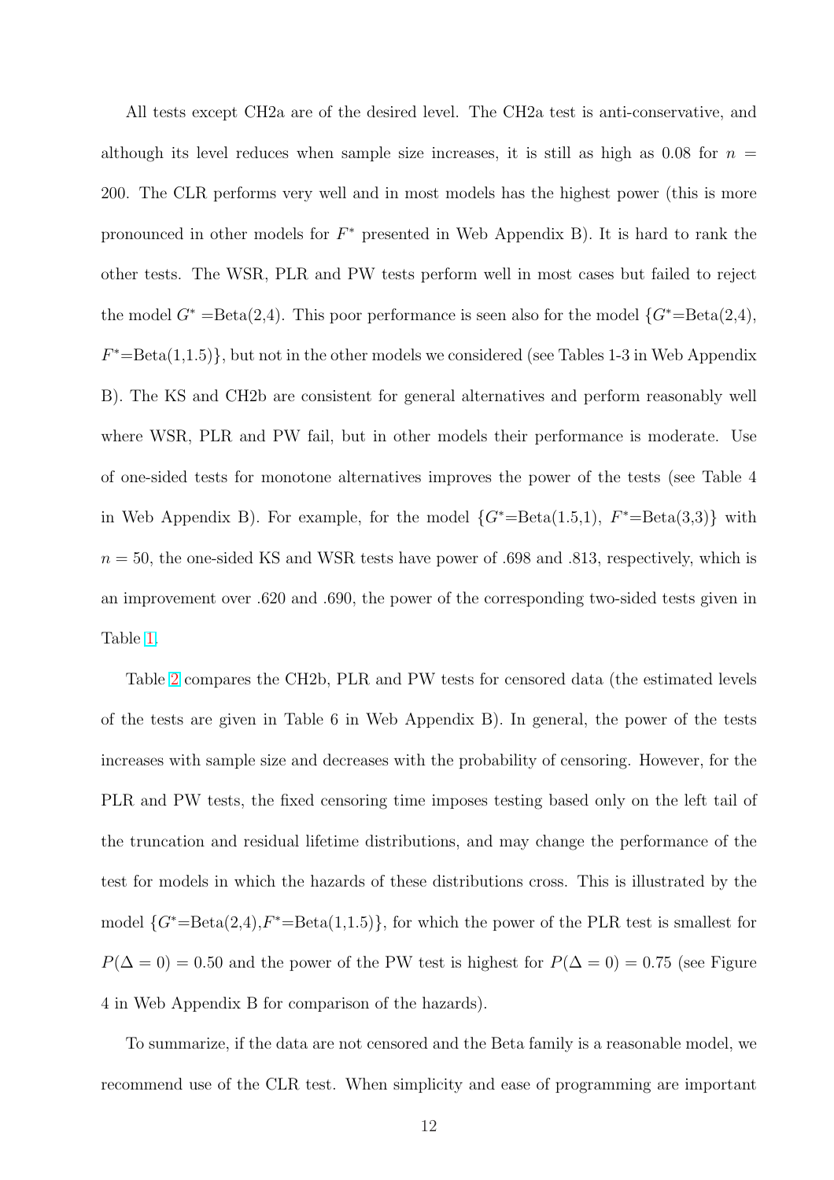All tests except CH2a are of the desired level. The CH2a test is anti-conservative, and although its level reduces when sample size increases, it is still as high as 0.08 for $n = 200$. The CLR performs very well and in most models has the highest power (this is more pronounced in other models for $F^*$ presented in Web Appendix B). It is hard to rank the other tests. The WSR, PLR and PW tests perform well in most cases but failed to reject the model $G^*$ =Beta(2,4). This poor performance is seen also for the model {$G^*$=Beta(2,4), $F^*$=Beta(1,1.5)}, but not in the other models we considered (see Tables 1-3 in Web Appendix B). The KS and CH2b are consistent for general alternatives and perform reasonably well where WSR, PLR and PW fail, but in other models their performance is moderate. Use of one-sided tests for monotone alternatives improves the power of the tests (see Table 4 in Web Appendix B). For example, for the model {$G^*$=Beta(1.5,1), $F^*$=Beta(3,3)} with $n = 50$, the one-sided KS and WSR tests have power of .698 and .813, respectively, which is an improvement over .620 and .690, the power of the corresponding two-sided tests given in Table 1.

Table 2 compares the CH2b, PLR and PW tests for censored data (the estimated levels of the tests are given in Table 6 in Web Appendix B). In general, the power of the tests increases with sample size and decreases with the probability of censoring. However, for the PLR and PW tests, the fixed censoring time imposes testing based only on the left tail of the truncation and residual lifetime distributions, and may change the performance of the test for models in which the hazards of these distributions cross. This is illustrated by the model {$G^*$=Beta(2,4),$F^*$=Beta(1,1.5)}, for which the power of the PLR test is smallest for $P(\Delta = 0) = 0.50$ and the power of the PW test is highest for $P(\Delta = 0) = 0.75$ (see Figure 4 in Web Appendix B for comparison of the hazards).

To summarize, if the data are not censored and the Beta family is a reasonable model, we recommend use of the CLR test. When simplicity and ease of programming are important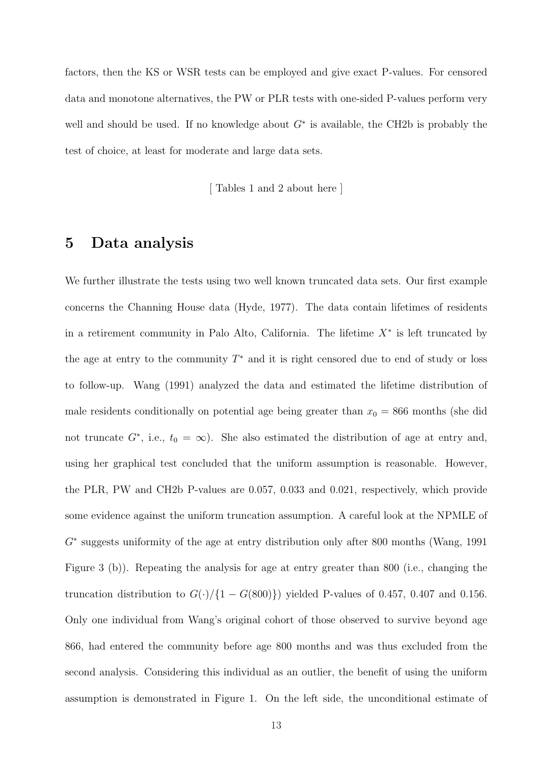factors, then the KS or WSR tests can be employed and give exact P-values. For censored data and monotone alternatives, the PW or PLR tests with one-sided P-values perform very well and should be used. If no knowledge about $G^*$ is available, the CH2b is probably the test of choice, at least for moderate and large data sets.

[ Tables 1 and 2 about here ]

# 5 Data analysis

We further illustrate the tests using two well known truncated data sets. Our first example concerns the Channing House data (Hyde, 1977). The data contain lifetimes of residents in a retirement community in Palo Alto, California. The lifetime $X^*$ is left truncated by the age at entry to the community $T^*$ and it is right censored due to end of study or loss to follow-up. Wang (1991) analyzed the data and estimated the lifetime distribution of male residents conditionally on potential age being greater than $x_0 = 866$ months (she did not truncate $G^*$, i.e., $t_0 = \infty$). She also estimated the distribution of age at entry and, using her graphical test concluded that the uniform assumption is reasonable. However, the PLR, PW and CH2b P-values are 0.057, 0.033 and 0.021, respectively, which provide some evidence against the uniform truncation assumption. A careful look at the NPMLE of $G^*$ suggests uniformity of the age at entry distribution only after 800 months (Wang, 1991 Figure 3 (b)). Repeating the analysis for age at entry greater than 800 (i.e., changing the truncation distribution to $G(\cdot)/\{1 - G(800)\}$) yielded P-values of 0.457, 0.407 and 0.156. Only one individual from Wang's original cohort of those observed to survive beyond age 866, had entered the community before age 800 months and was thus excluded from the second analysis. Considering this individual as an outlier, the benefit of using the uniform assumption is demonstrated in Figure 1. On the left side, the unconditional estimate of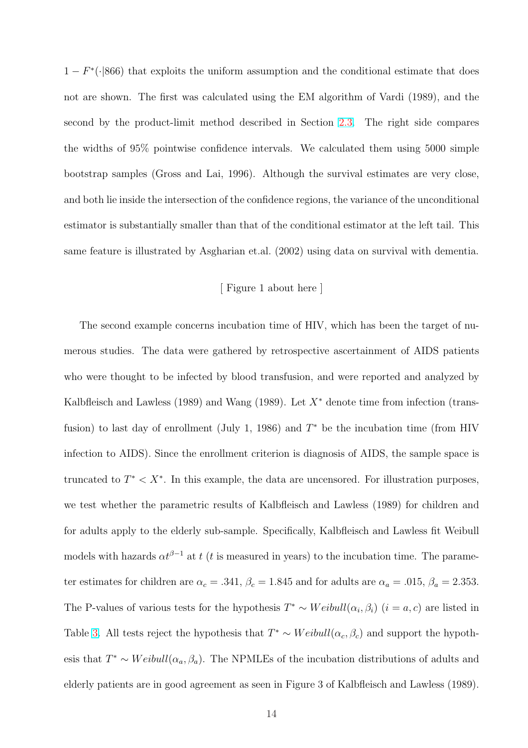$1 - F^*(\cdot|866)$ that exploits the uniform assumption and the conditional estimate that does not are shown. The first was calculated using the EM algorithm of Vardi (1989), and the second by the product-limit method described in Section 2.3. The right side compares the widths of 95% pointwise confidence intervals. We calculated them using 5000 simple bootstrap samples (Gross and Lai, 1996). Although the survival estimates are very close, and both lie inside the intersection of the confidence regions, the variance of the unconditional estimator is substantially smaller than that of the conditional estimator at the left tail. This same feature is illustrated by Asgharian et.al. (2002) using data on survival with dementia.

[ Figure 1 about here ]

The second example concerns incubation time of HIV, which has been the target of numerous studies. The data were gathered by retrospective ascertainment of AIDS patients who were thought to be infected by blood transfusion, and were reported and analyzed by Kalbfleisch and Lawless (1989) and Wang (1989). Let $X^*$ denote time from infection (transfusion) to last day of enrollment (July 1, 1986) and $T^*$ be the incubation time (from HIV infection to AIDS). Since the enrollment criterion is diagnosis of AIDS, the sample space is truncated to $T^* < X^*$. In this example, the data are uncensored. For illustration purposes, we test whether the parametric results of Kalbfleisch and Lawless (1989) for children and for adults apply to the elderly sub-sample. Specifically, Kalbfleisch and Lawless fit Weibull models with hazards $\alpha t^{\beta-1}$ at $t$ ($t$ is measured in years) to the incubation time. The parameter estimates for children are $\alpha_c = .341$, $\beta_c = 1.845$ and for adults are $\alpha_a = .015$, $\beta_a = 2.353$. The P-values of various tests for the hypothesis $T^* \sim Weibull(\alpha_i, \beta_i)$ $(i = a, c)$ are listed in Table 3. All tests reject the hypothesis that $T^* \sim Weibull(\alpha_c, \beta_c)$ and support the hypothesis that $T^* \sim Weibull(\alpha_a, \beta_a)$. The NPMLEs of the incubation distributions of adults and elderly patients are in good agreement as seen in Figure 3 of Kalbfleisch and Lawless (1989).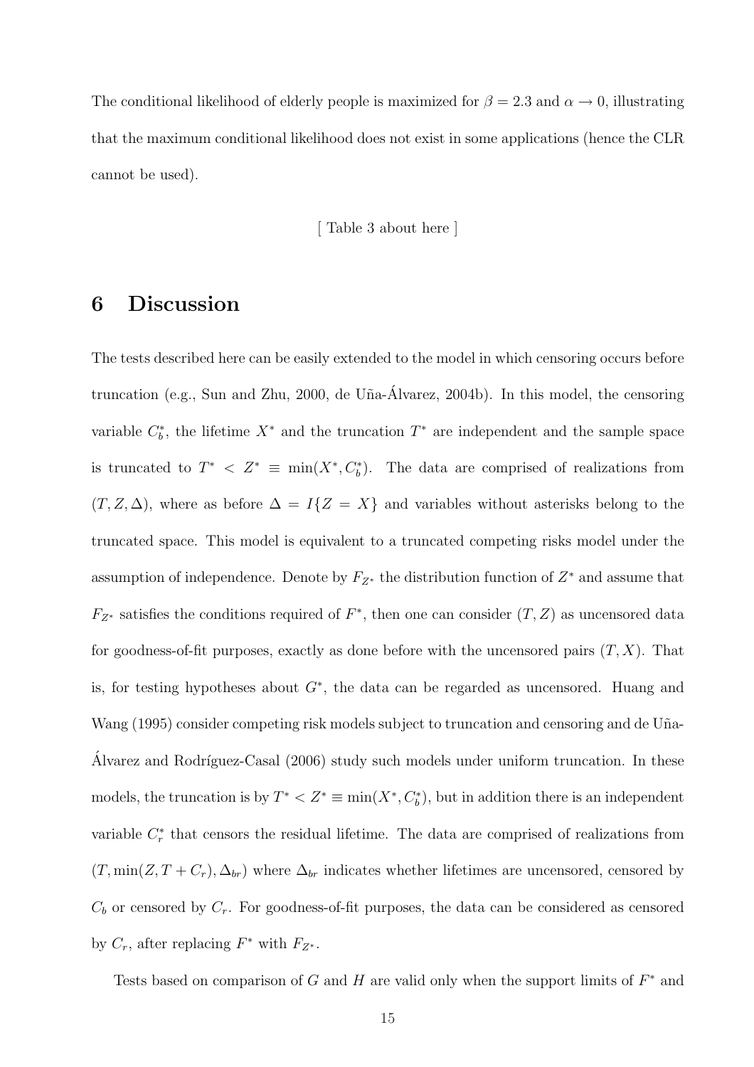The conditional likelihood of elderly people is maximized for $\beta = 2.3$ and $\alpha \to 0$, illustrating that the maximum conditional likelihood does not exist in some applications (hence the CLR cannot be used).

[ Table 3 about here ]

# 6 Discussion

The tests described here can be easily extended to the model in which censoring occurs before truncation (e.g., Sun and Zhu, 2000, de Uña-Álvarez, 2004b). In this model, the censoring variable $C_b^*$, the lifetime $X^*$ and the truncation $T^*$ are independent and the sample space is truncated to $T^* < Z^* \equiv \min(X^*, C_b^*)$. The data are comprised of realizations from $(T, Z, \Delta)$, where as before $\Delta = I\{Z = X\}$ and variables without asterisks belong to the truncated space. This model is equivalent to a truncated competing risks model under the assumption of independence. Denote by $F_{Z^*}$ the distribution function of $Z^*$ and assume that $F_{Z^*}$ satisfies the conditions required of $F^*$, then one can consider $(T, Z)$ as uncensored data for goodness-of-fit purposes, exactly as done before with the uncensored pairs $(T, X)$. That is, for testing hypotheses about $G^*$, the data can be regarded as uncensored. Huang and Wang (1995) consider competing risk models subject to truncation and censoring and de Uña-Álvarez and Rodríguez-Casal (2006) study such models under uniform truncation. In these models, the truncation is by $T^* < Z^* \equiv \min(X^*, C_b^*)$, but in addition there is an independent variable $C_r^*$ that censors the residual lifetime. The data are comprised of realizations from $(T, \min(Z, T + C_r), \Delta_{br})$ where $\Delta_{br}$ indicates whether lifetimes are uncensored, censored by $C_b$ or censored by $C_r$. For goodness-of-fit purposes, the data can be considered as censored by $C_r$, after replacing $F^*$ with $F_{Z^*}$.

Tests based on comparison of $G$ and $H$ are valid only when the support limits of $F^*$ and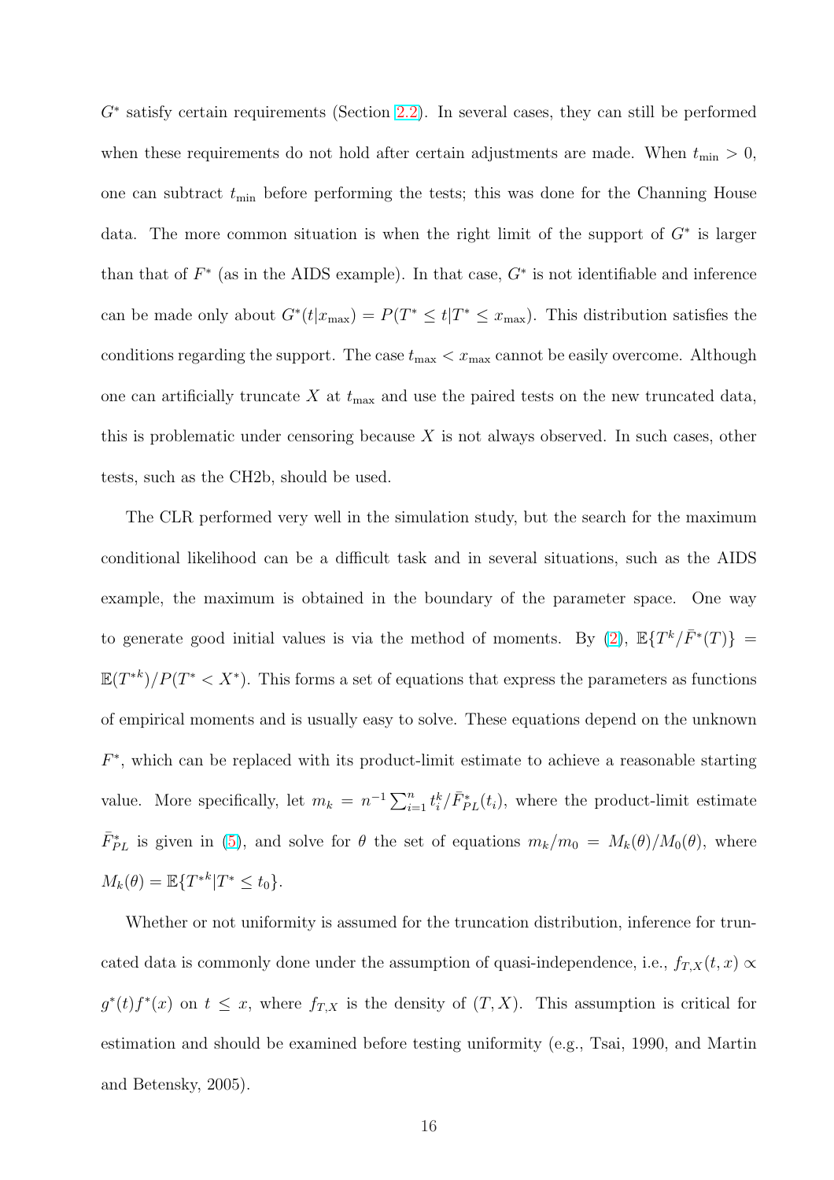$G^*$ satisfy certain requirements (Section 2.2). In several cases, they can still be performed when these requirements do not hold after certain adjustments are made. When $t_{\min} > 0$, one can subtract $t_{\min}$ before performing the tests; this was done for the Channing House data. The more common situation is when the right limit of the support of $G^*$ is larger than that of $F^*$ (as in the AIDS example). In that case, $G^*$ is not identifiable and inference can be made only about $G^*(t|x_{\max}) = P(T^* \leq t | T^* \leq x_{\max})$. This distribution satisfies the conditions regarding the support. The case $t_{\max} < x_{\max}$ cannot be easily overcome. Although one can artificially truncate $X$ at $t_{\max}$ and use the paired tests on the new truncated data, this is problematic under censoring because $X$ is not always observed. In such cases, other tests, such as the CH2b, should be used.

The CLR performed very well in the simulation study, but the search for the maximum conditional likelihood can be a difficult task and in several situations, such as the AIDS example, the maximum is obtained in the boundary of the parameter space. One way to generate good initial values is via the method of moments. By (2), $\mathbb{E}\{T^k/\bar{F}^*(T)\} = \mathbb{E}({T^*}^k)/P(T^* < X^*)$. This forms a set of equations that express the parameters as functions of empirical moments and is usually easy to solve. These equations depend on the unknown $F^*$, which can be replaced with its product-limit estimate to achieve a reasonable starting value. More specifically, let $m_k = n^{-1}\sum_{i=1}^{n} t_i^k/\bar{F}^*_{PL}(t_i)$, where the product-limit estimate $\bar{F}^*_{PL}$ is given in (5), and solve for $\theta$ the set of equations $m_k/m_0 = M_k(\theta)/M_0(\theta)$, where $M_k(\theta) = \mathbb{E}\{{T^*}^k | T^* \leq t_0\}$.

Whether or not uniformity is assumed for the truncation distribution, inference for truncated data is commonly done under the assumption of quasi-independence, i.e., $f_{T,X}(t,x) \propto g^*(t)f^*(x)$ on $t \leq x$, where $f_{T,X}$ is the density of $(T,X)$. This assumption is critical for estimation and should be examined before testing uniformity (e.g., Tsai, 1990, and Martin and Betensky, 2005).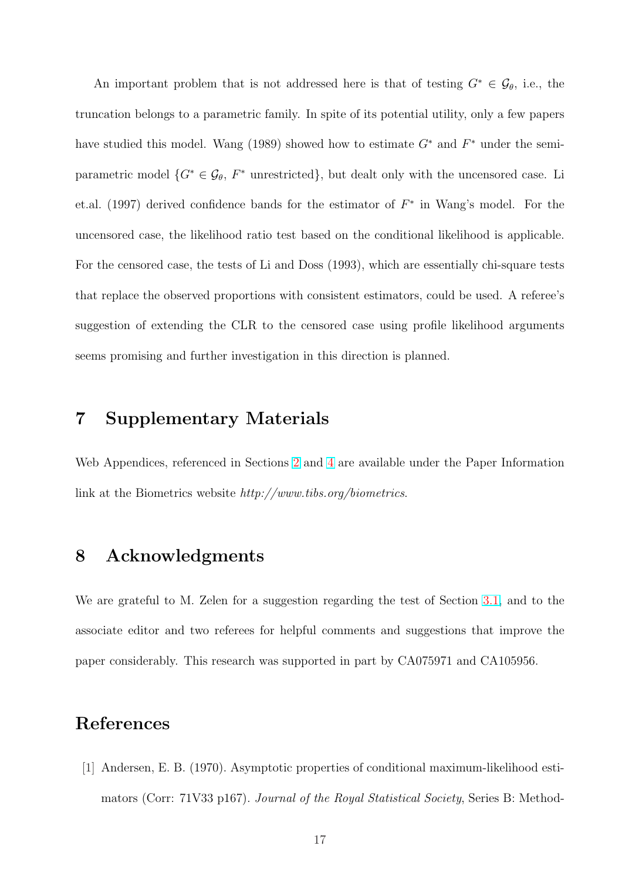An important problem that is not addressed here is that of testing $G^* \in \mathcal{G}_\theta$, i.e., the truncation belongs to a parametric family. In spite of its potential utility, only a few papers have studied this model. Wang (1989) showed how to estimate $G^*$ and $F^*$ under the semi-parametric model $\{G^* \in \mathcal{G}_\theta,\ F^* \text{ unrestricted}\}$, but dealt only with the uncensored case. Li et.al. (1997) derived confidence bands for the estimator of $F^*$ in Wang's model. For the uncensored case, the likelihood ratio test based on the conditional likelihood is applicable. For the censored case, the tests of Li and Doss (1993), which are essentially chi-square tests that replace the observed proportions with consistent estimators, could be used. A referee's suggestion of extending the CLR to the censored case using profile likelihood arguments seems promising and further investigation in this direction is planned.

# 7 Supplementary Materials

Web Appendices, referenced in Sections 2 and 4 are available under the Paper Information link at the Biometrics website *http://www.tibs.org/biometrics*.

# 8 Acknowledgments

We are grateful to M. Zelen for a suggestion regarding the test of Section 3.1, and to the associate editor and two referees for helpful comments and suggestions that improve the paper considerably. This research was supported in part by CA075971 and CA105956.

# References

[1] Andersen, E. B. (1970). Asymptotic properties of conditional maximum-likelihood estimators (Corr: 71V33 p167). *Journal of the Royal Statistical Society*, Series B: Method-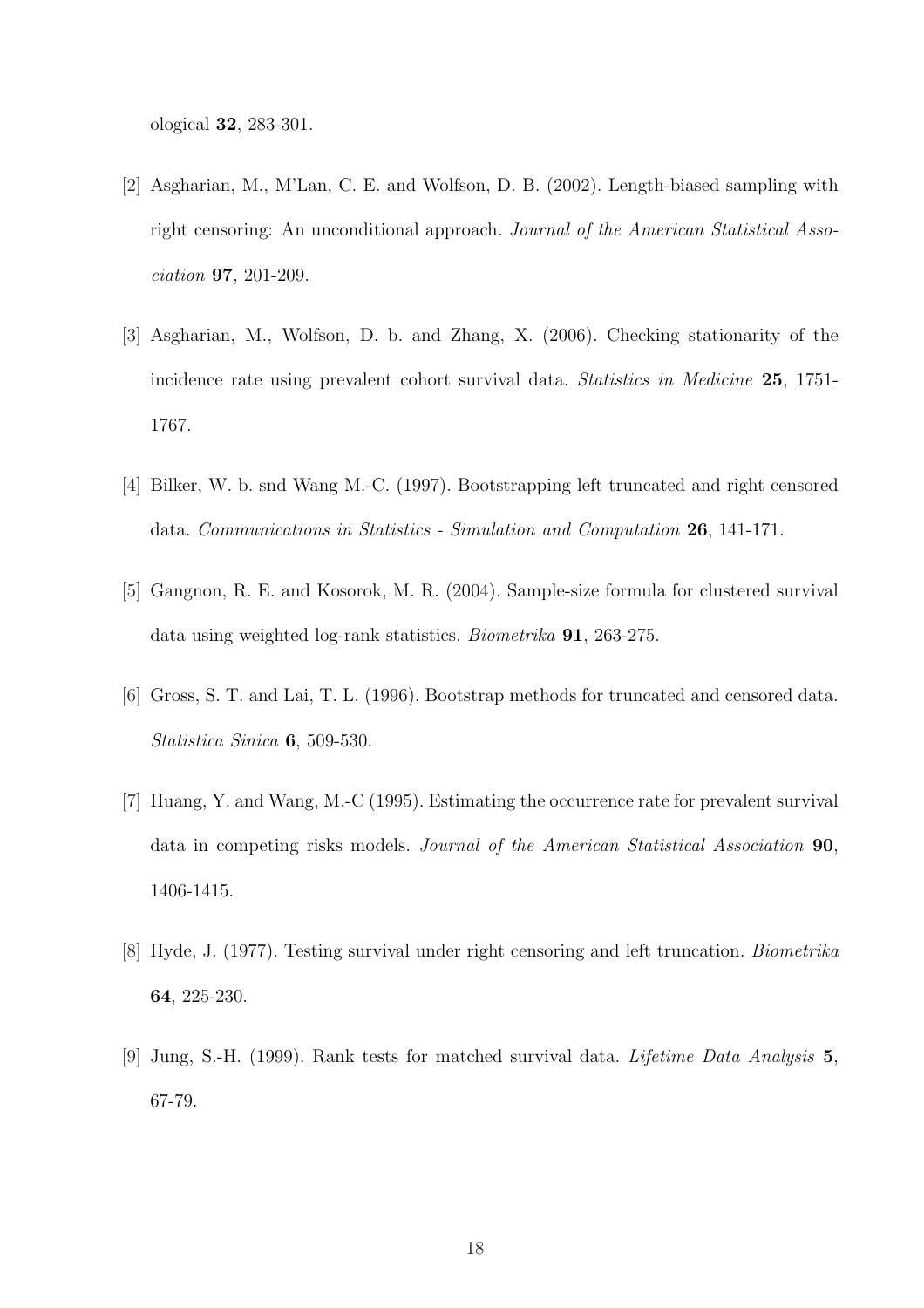ological **32**, 283-301.

[2] Asgharian, M., M'Lan, C. E. and Wolfson, D. B. (2002). Length-biased sampling with right censoring: An unconditional approach. *Journal of the American Statistical Association* **97**, 201-209.

[3] Asgharian, M., Wolfson, D. b. and Zhang, X. (2006). Checking stationarity of the incidence rate using prevalent cohort survival data. *Statistics in Medicine* **25**, 1751-1767.

[4] Bilker, W. b. snd Wang M.-C. (1997). Bootstrapping left truncated and right censored data. *Communications in Statistics - Simulation and Computation* **26**, 141-171.

[5] Gangnon, R. E. and Kosorok, M. R. (2004). Sample-size formula for clustered survival data using weighted log-rank statistics. *Biometrika* **91**, 263-275.

[6] Gross, S. T. and Lai, T. L. (1996). Bootstrap methods for truncated and censored data. *Statistica Sinica* **6**, 509-530.

[7] Huang, Y. and Wang, M.-C (1995). Estimating the occurrence rate for prevalent survival data in competing risks models. *Journal of the American Statistical Association* **90**, 1406-1415.

[8] Hyde, J. (1977). Testing survival under right censoring and left truncation. *Biometrika* **64**, 225-230.

[9] Jung, S.-H. (1999). Rank tests for matched survival data. *Lifetime Data Analysis* **5**, 67-79.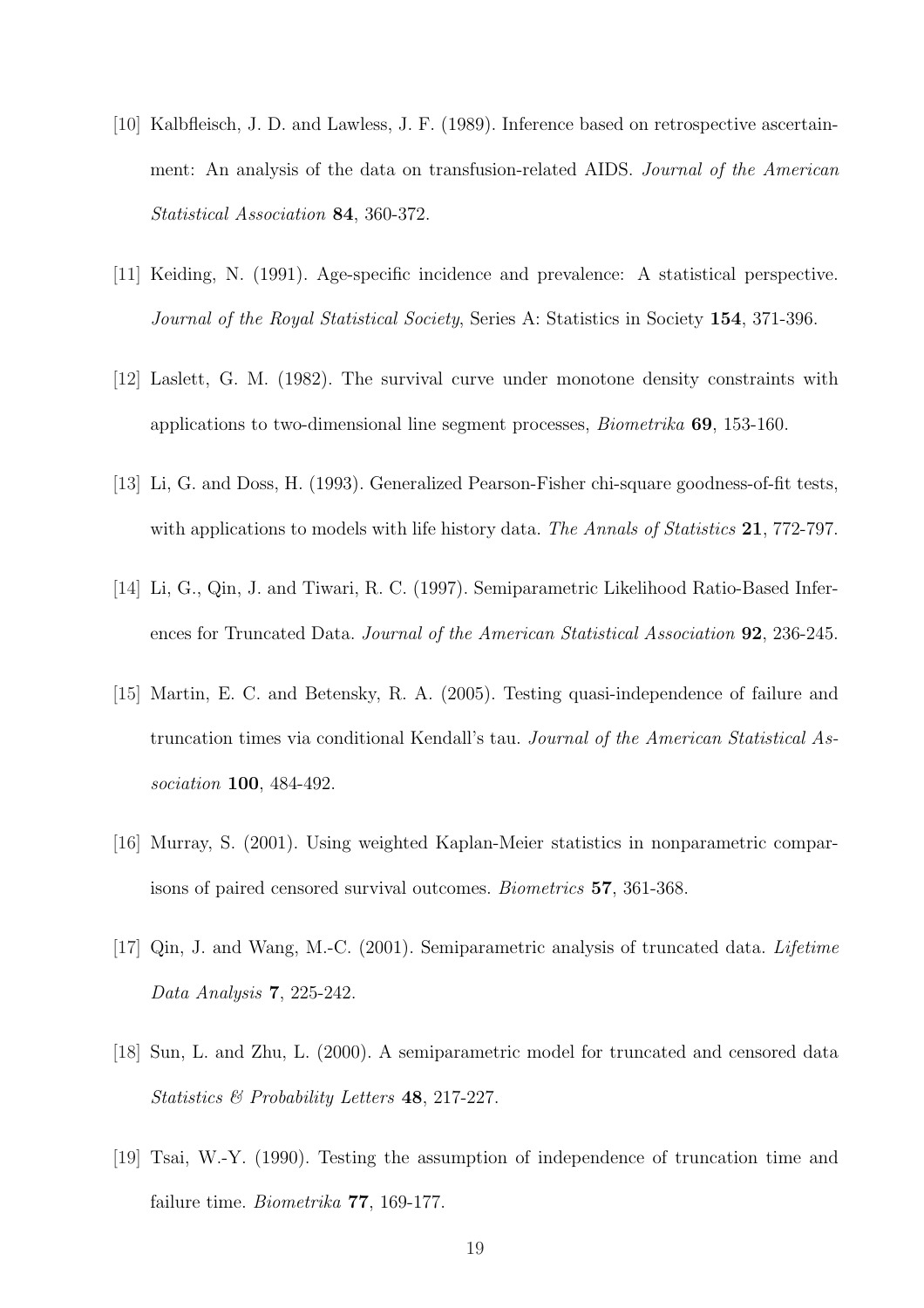[10] Kalbfleisch, J. D. and Lawless, J. F. (1989). Inference based on retrospective ascertainment: An analysis of the data on transfusion-related AIDS. *Journal of the American Statistical Association* **84**, 360-372.

[11] Keiding, N. (1991). Age-specific incidence and prevalence: A statistical perspective. *Journal of the Royal Statistical Society*, Series A: Statistics in Society **154**, 371-396.

[12] Laslett, G. M. (1982). The survival curve under monotone density constraints with applications to two-dimensional line segment processes, *Biometrika* **69**, 153-160.

[13] Li, G. and Doss, H. (1993). Generalized Pearson-Fisher chi-square goodness-of-fit tests, with applications to models with life history data. *The Annals of Statistics* **21**, 772-797.

[14] Li, G., Qin, J. and Tiwari, R. C. (1997). Semiparametric Likelihood Ratio-Based Inferences for Truncated Data. *Journal of the American Statistical Association* **92**, 236-245.

[15] Martin, E. C. and Betensky, R. A. (2005). Testing quasi-independence of failure and truncation times via conditional Kendall's tau. *Journal of the American Statistical Association* **100**, 484-492.

[16] Murray, S. (2001). Using weighted Kaplan-Meier statistics in nonparametric comparisons of paired censored survival outcomes. *Biometrics* **57**, 361-368.

[17] Qin, J. and Wang, M.-C. (2001). Semiparametric analysis of truncated data. *Lifetime Data Analysis* **7**, 225-242.

[18] Sun, L. and Zhu, L. (2000). A semiparametric model for truncated and censored data *Statistics & Probability Letters* **48**, 217-227.

[19] Tsai, W.-Y. (1990). Testing the assumption of independence of truncation time and failure time. *Biometrika* **77**, 169-177.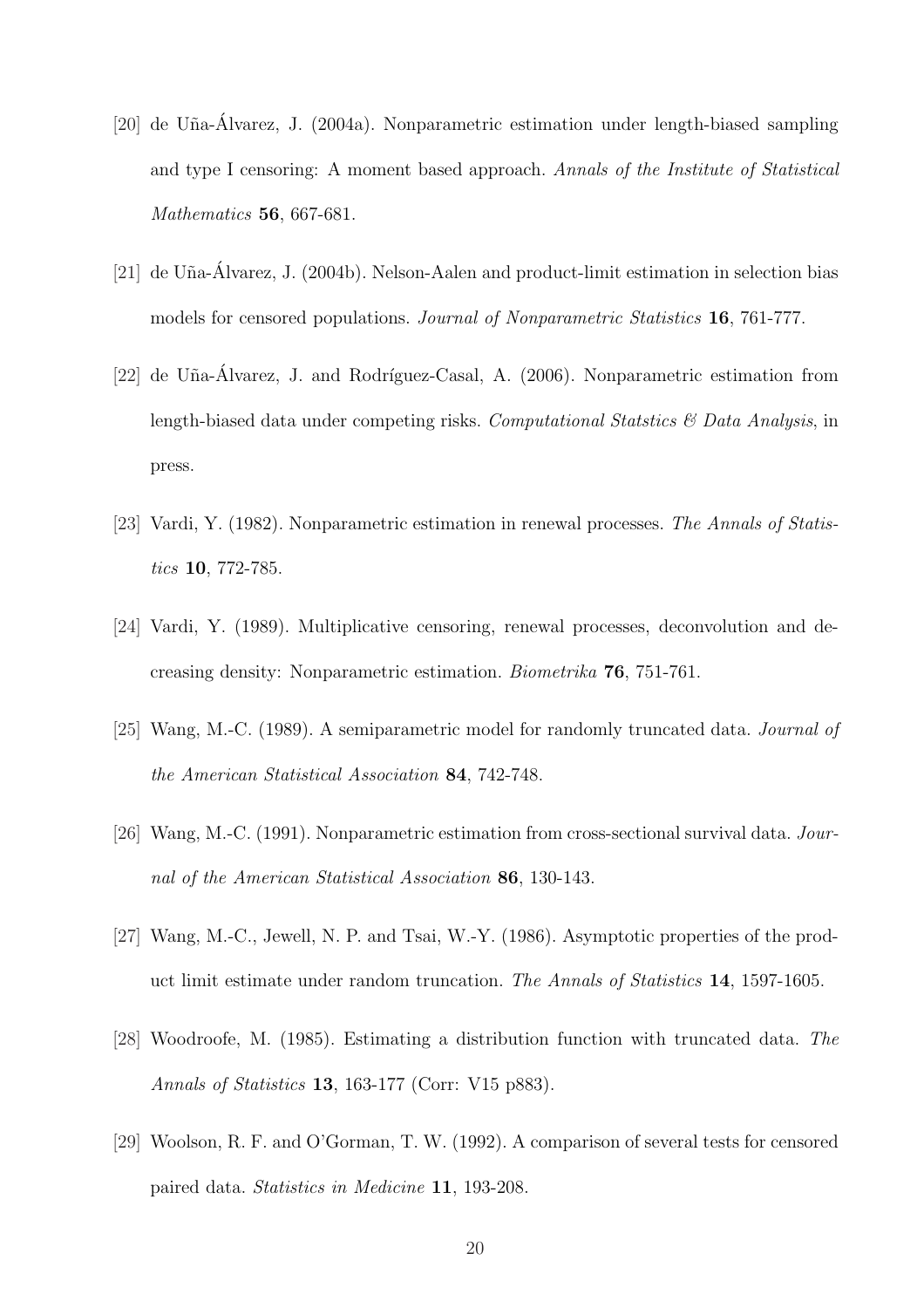[20] de Uña-Álvarez, J. (2004a). Nonparametric estimation under length-biased sampling and type I censoring: A moment based approach. *Annals of the Institute of Statistical Mathematics* **56**, 667-681.

[21] de Uña-Álvarez, J. (2004b). Nelson-Aalen and product-limit estimation in selection bias models for censored populations. *Journal of Nonparametric Statistics* **16**, 761-777.

[22] de Uña-Álvarez, J. and Rodríguez-Casal, A. (2006). Nonparametric estimation from length-biased data under competing risks. *Computational Statstics & Data Analysis*, in press.

[23] Vardi, Y. (1982). Nonparametric estimation in renewal processes. *The Annals of Statistics* **10**, 772-785.

[24] Vardi, Y. (1989). Multiplicative censoring, renewal processes, deconvolution and decreasing density: Nonparametric estimation. *Biometrika* **76**, 751-761.

[25] Wang, M.-C. (1989). A semiparametric model for randomly truncated data. *Journal of the American Statistical Association* **84**, 742-748.

[26] Wang, M.-C. (1991). Nonparametric estimation from cross-sectional survival data. *Journal of the American Statistical Association* **86**, 130-143.

[27] Wang, M.-C., Jewell, N. P. and Tsai, W.-Y. (1986). Asymptotic properties of the product limit estimate under random truncation. *The Annals of Statistics* **14**, 1597-1605.

[28] Woodroofe, M. (1985). Estimating a distribution function with truncated data. *The Annals of Statistics* **13**, 163-177 (Corr: V15 p883).

[29] Woolson, R. F. and O'Gorman, T. W. (1992). A comparison of several tests for censored paired data. *Statistics in Medicine* **11**, 193-208.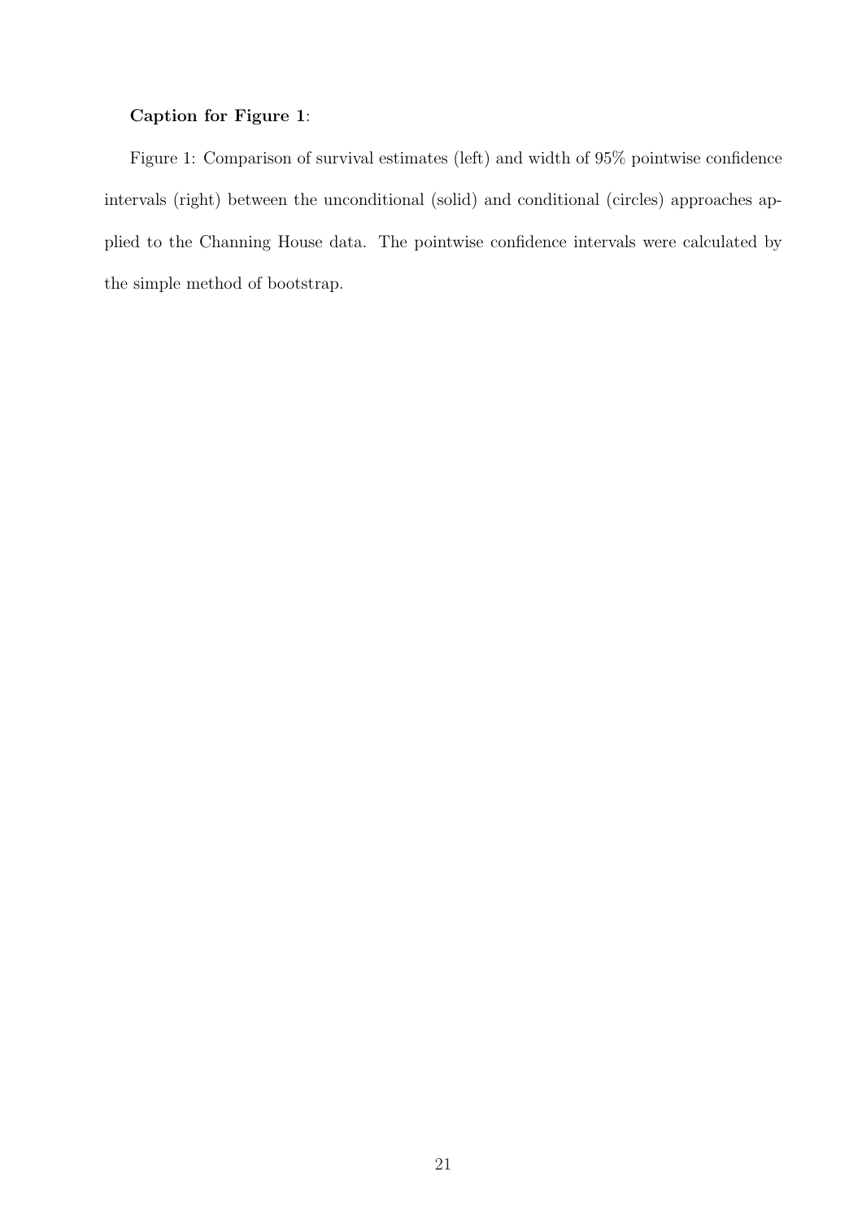**Caption for Figure 1**:

Figure 1: Comparison of survival estimates (left) and width of 95% pointwise confidence intervals (right) between the unconditional (solid) and conditional (circles) approaches applied to the Channing House data. The pointwise confidence intervals were calculated by the simple method of bootstrap.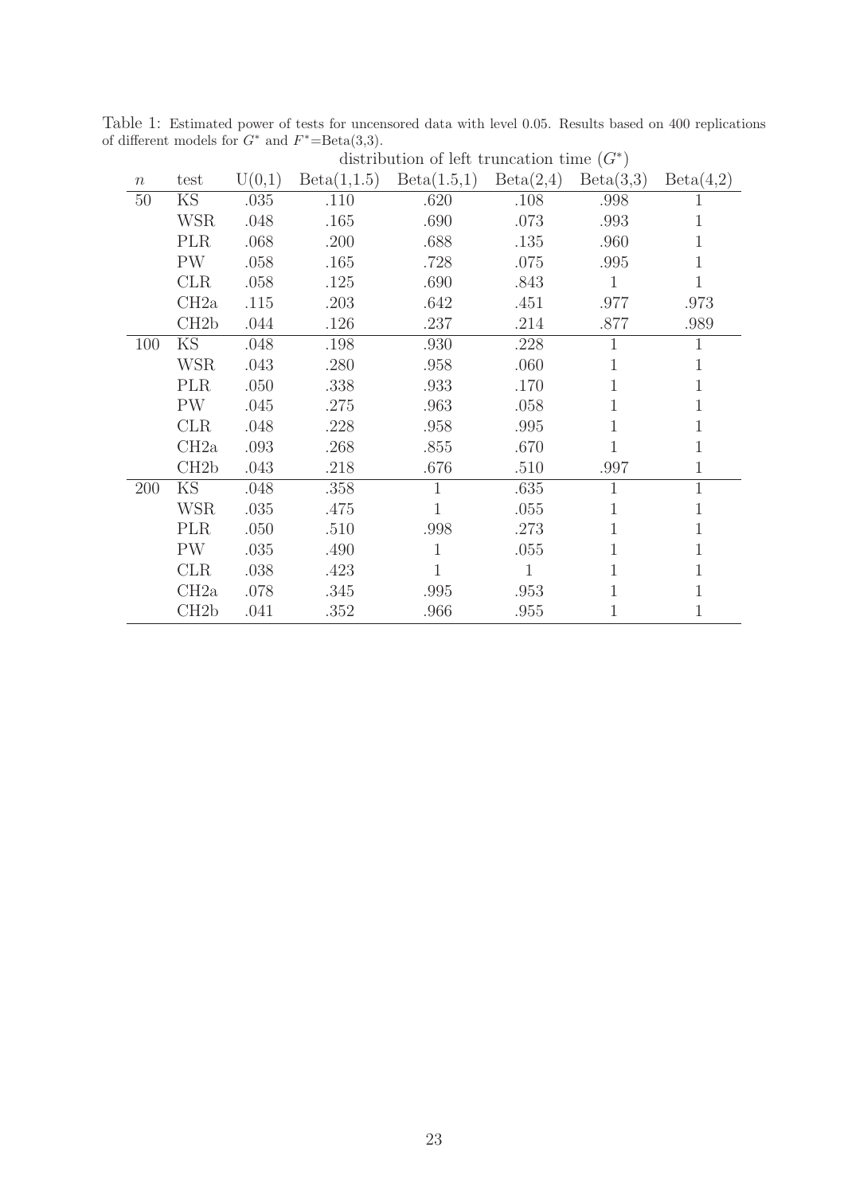Table 1: Estimated power of tests for uncensored data with level 0.05. Results based on 400 replications of different models for $G^*$ and $F^*$=Beta(3,3).

| | | distribution of left truncation time ($G^*$) | | | | | |
|---|---|---|---|---|---|---|---|
| $n$ | test | U(0,1) | Beta(1,1.5) | Beta(1.5,1) | Beta(2,4) | Beta(3,3) | Beta(4,2) |
| 50 | KS | .035 | .110 | .620 | .108 | .998 | 1 |
| | WSR | .048 | .165 | .690 | .073 | .993 | 1 |
| | PLR | .068 | .200 | .688 | .135 | .960 | 1 |
| | PW | .058 | .165 | .728 | .075 | .995 | 1 |
| | CLR | .058 | .125 | .690 | .843 | 1 | 1 |
| | CH2a | .115 | .203 | .642 | .451 | .977 | .973 |
| | CH2b | .044 | .126 | .237 | .214 | .877 | .989 |
| 100 | KS | .048 | .198 | .930 | .228 | 1 | 1 |
| | WSR | .043 | .280 | .958 | .060 | 1 | 1 |
| | PLR | .050 | .338 | .933 | .170 | 1 | 1 |
| | PW | .045 | .275 | .963 | .058 | 1 | 1 |
| | CLR | .048 | .228 | .958 | .995 | 1 | 1 |
| | CH2a | .093 | .268 | .855 | .670 | 1 | 1 |
| | CH2b | .043 | .218 | .676 | .510 | .997 | 1 |
| 200 | KS | .048 | .358 | 1 | .635 | 1 | 1 |
| | WSR | .035 | .475 | 1 | .055 | 1 | 1 |
| | PLR | .050 | .510 | .998 | .273 | 1 | 1 |
| | PW | .035 | .490 | 1 | .055 | 1 | 1 |
| | CLR | .038 | .423 | 1 | 1 | 1 | 1 |
| | CH2a | .078 | .345 | .995 | .953 | 1 | 1 |
| | CH2b | .041 | .352 | .966 | .955 | 1 | 1 |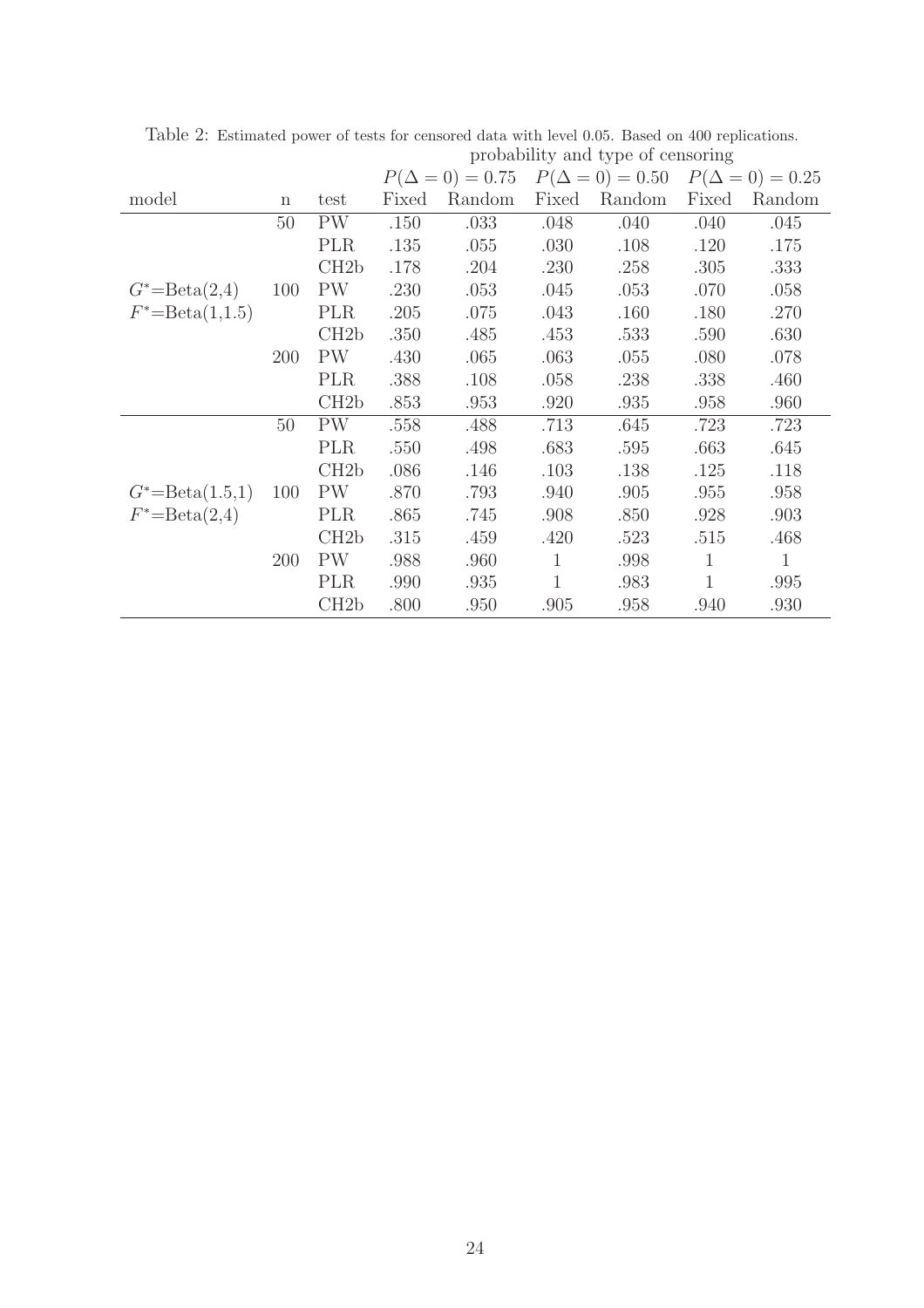Table 2: Estimated power of tests for censored data with level 0.05. Based on 400 replications.

| | | | probability and type of censoring | | | | | |
|---|---|---|---|---|---|---|---|---|
| | | | $P(\Delta = 0) = 0.75$ | | $P(\Delta = 0) = 0.50$ | | $P(\Delta = 0) = 0.25$ | |
| model | n | test | Fixed | Random | Fixed | Random | Fixed | Random |
| | 50 | PW | .150 | .033 | .048 | .040 | .040 | .045 |
| | | PLR | .135 | .055 | .030 | .108 | .120 | .175 |
| | | CH2b | .178 | .204 | .230 | .258 | .305 | .333 |
| $G^*$=Beta(2,4) | 100 | PW | .230 | .053 | .045 | .053 | .070 | .058 |
| $F^*$=Beta(1,1.5) | | PLR | .205 | .075 | .043 | .160 | .180 | .270 |
| | | CH2b | .350 | .485 | .453 | .533 | .590 | .630 |
| | 200 | PW | .430 | .065 | .063 | .055 | .080 | .078 |
| | | PLR | .388 | .108 | .058 | .238 | .338 | .460 |
| | | CH2b | .853 | .953 | .920 | .935 | .958 | .960 |
| | 50 | PW | .558 | .488 | .713 | .645 | .723 | .723 |
| | | PLR | .550 | .498 | .683 | .595 | .663 | .645 |
| | | CH2b | .086 | .146 | .103 | .138 | .125 | .118 |
| $G^*$=Beta(1.5,1) | 100 | PW | .870 | .793 | .940 | .905 | .955 | .958 |
| $F^*$=Beta(2,4) | | PLR | .865 | .745 | .908 | .850 | .928 | .903 |
| | | CH2b | .315 | .459 | .420 | .523 | .515 | .468 |
| | 200 | PW | .988 | .960 | 1 | .998 | 1 | 1 |
| | | PLR | .990 | .935 | 1 | .983 | 1 | .995 |
| | | CH2b | .800 | .950 | .905 | .958 | .940 | .930 |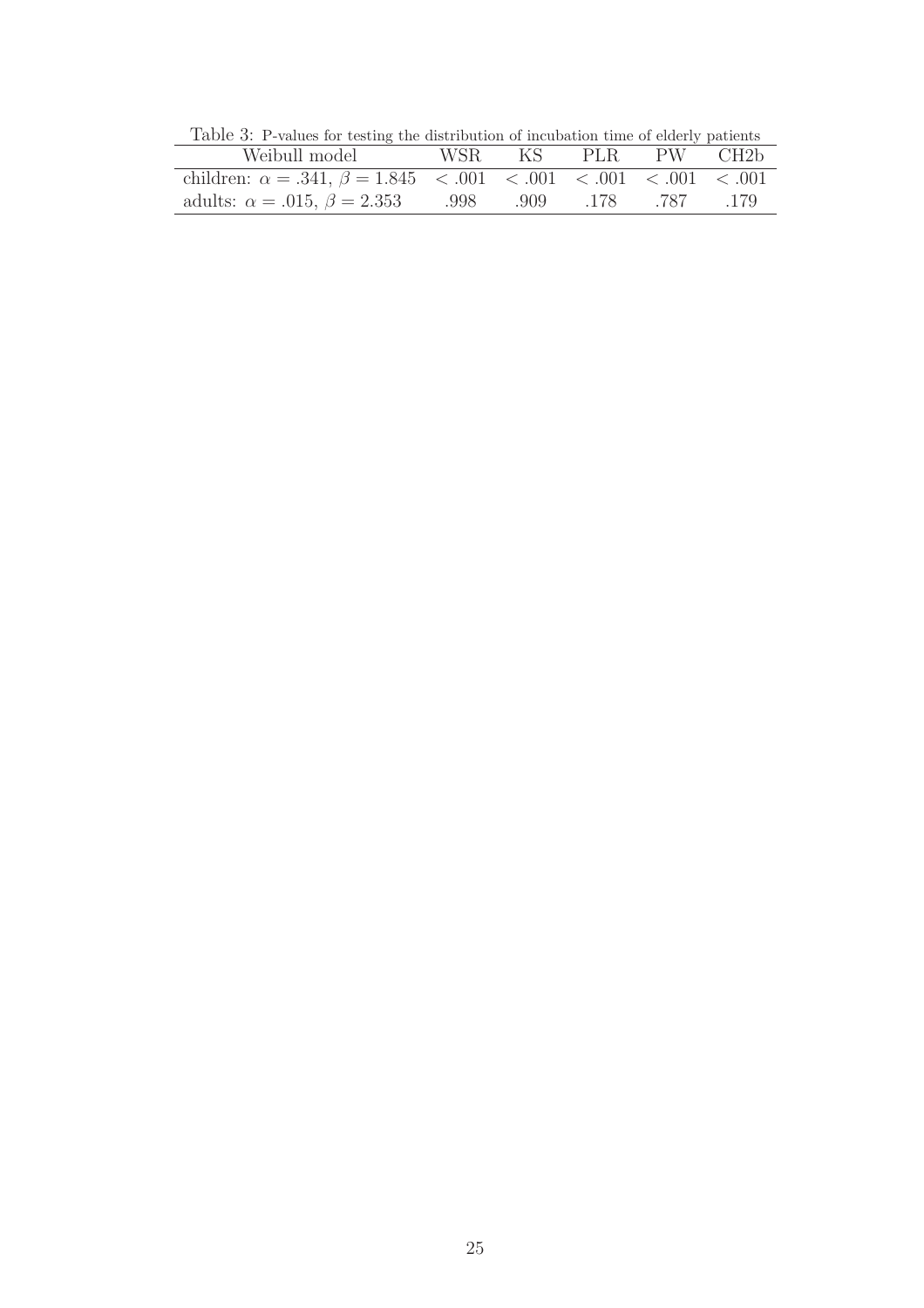Table 3: P-values for testing the distribution of incubation time of elderly patients

| Weibull model | WSR | KS | PLR | PW | CH2b |
|---|---|---|---|---|---|
| children: $\alpha = .341$, $\beta = 1.845$ | $< .001$ | $< .001$ | $< .001$ | $< .001$ | $< .001$ |
| adults: $\alpha = .015$, $\beta = 2.353$ | .998 | .909 | .178 | .787 | .179 |